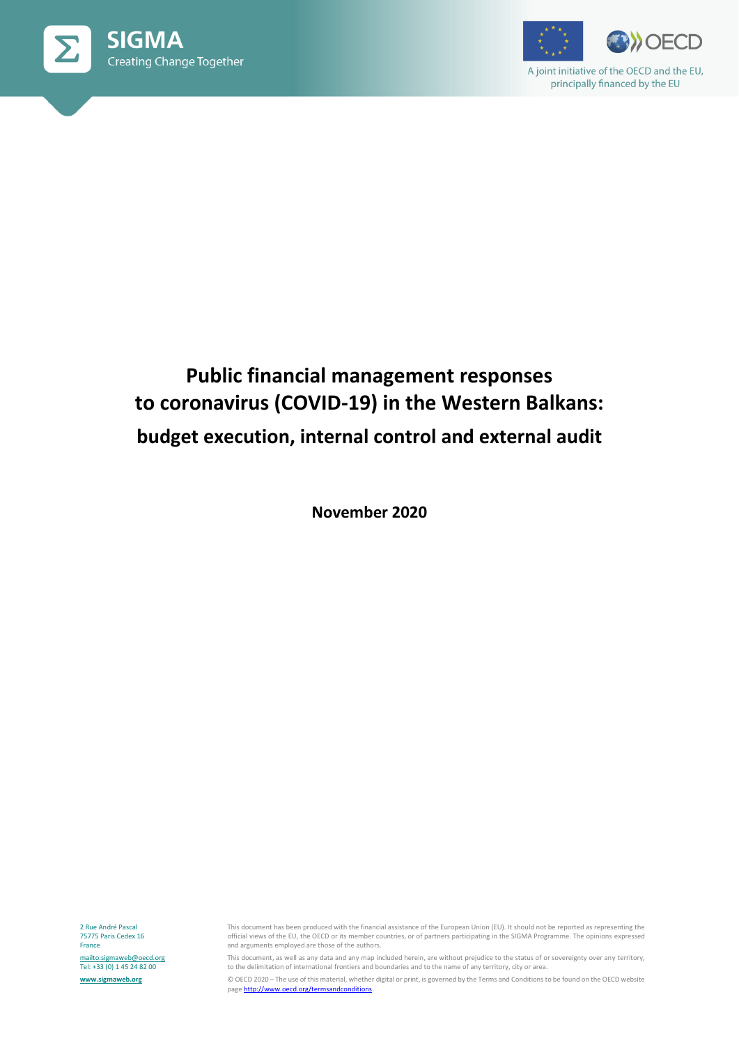SIGMA
Creating Change Together

A joint initiative of the OECD and the EU, principally financed by the EU

# Public financial management responses to coronavirus (COVID-19) in the Western Balkans: budget execution, internal control and external audit

**November 2020**

2 Rue André Pascal
75775 Paris Cedex 16
France

mailto:sigmaweb@oecd.org
Tel: +33 (0) 1 45 24 82 00

**www.sigmaweb.org**

This document has been produced with the financial assistance of the European Union (EU). It should not be reported as representing the official views of the EU, the OECD or its member countries, or of partners participating in the SIGMA Programme. The opinions expressed and arguments employed are those of the authors.

This document, as well as any data and any map included herein, are without prejudice to the status of or sovereignty over any territory, to the delimitation of international frontiers and boundaries and to the name of any territory, city or area.

© OECD 2020 – The use of this material, whether digital or print, is governed by the Terms and Conditions to be found on the OECD website page http://www.oecd.org/termsandconditions.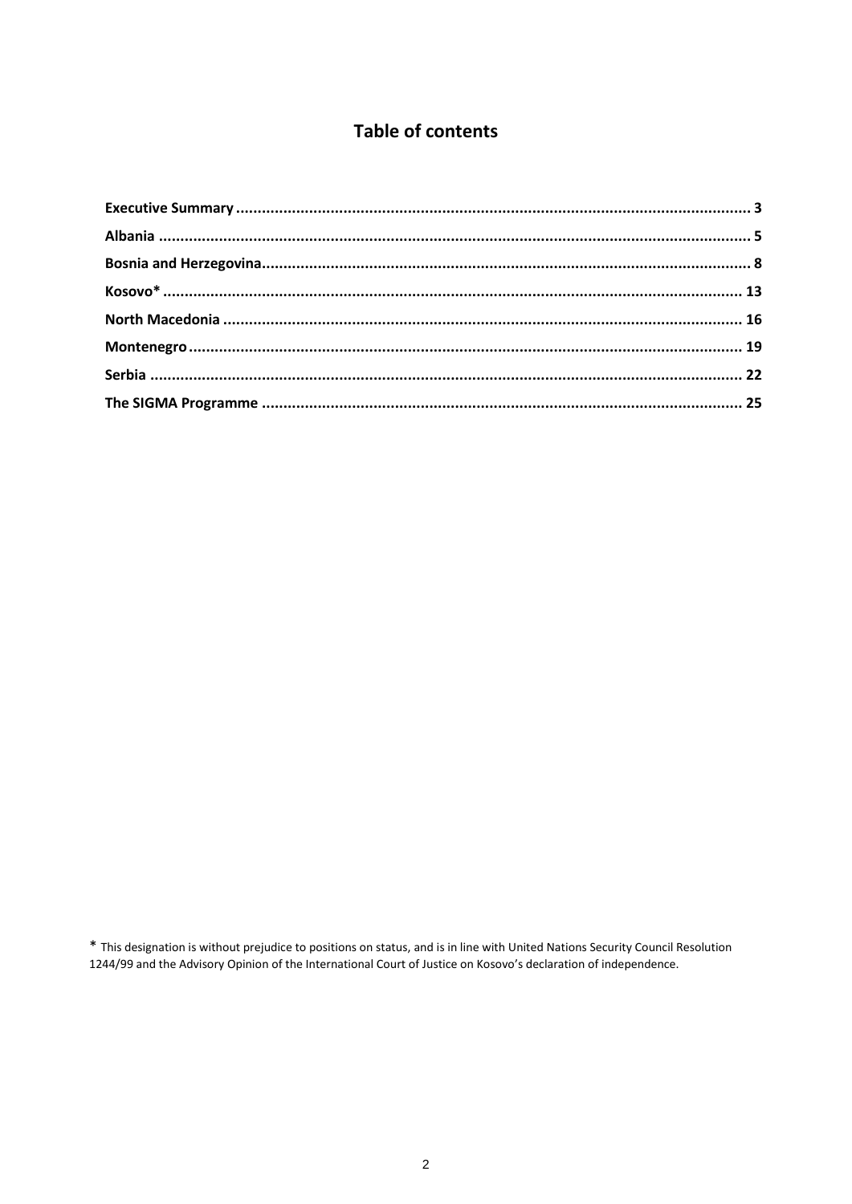## Table of contents

**Executive Summary** ........................................................ 3
**Albania** ........................................................ 5
**Bosnia and Herzegovina** ........................................................ 8
**Kosovo*** ........................................................ 13
**North Macedonia** ........................................................ 16
**Montenegro** ........................................................ 19
**Serbia** ........................................................ 22
**The SIGMA Programme** ........................................................ 25

* This designation is without prejudice to positions on status, and is in line with United Nations Security Council Resolution 1244/99 and the Advisory Opinion of the International Court of Justice on Kosovo's declaration of independence.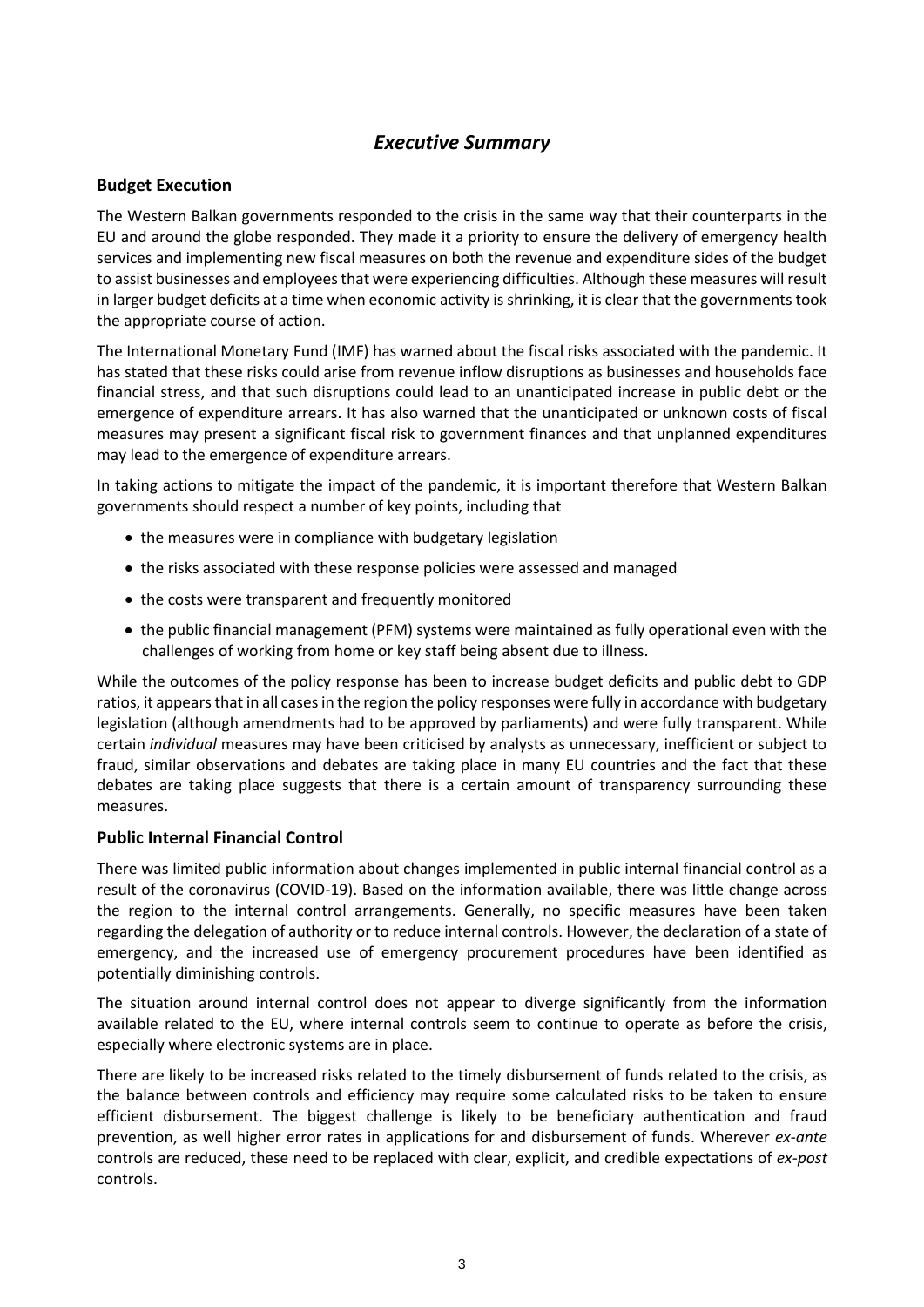# *Executive Summary*

## Budget Execution

The Western Balkan governments responded to the crisis in the same way that their counterparts in the EU and around the globe responded. They made it a priority to ensure the delivery of emergency health services and implementing new fiscal measures on both the revenue and expenditure sides of the budget to assist businesses and employees that were experiencing difficulties. Although these measures will result in larger budget deficits at a time when economic activity is shrinking, it is clear that the governments took the appropriate course of action.

The International Monetary Fund (IMF) has warned about the fiscal risks associated with the pandemic. It has stated that these risks could arise from revenue inflow disruptions as businesses and households face financial stress, and that such disruptions could lead to an unanticipated increase in public debt or the emergence of expenditure arrears. It has also warned that the unanticipated or unknown costs of fiscal measures may present a significant fiscal risk to government finances and that unplanned expenditures may lead to the emergence of expenditure arrears.

In taking actions to mitigate the impact of the pandemic, it is important therefore that Western Balkan governments should respect a number of key points, including that

- the measures were in compliance with budgetary legislation
- the risks associated with these response policies were assessed and managed
- the costs were transparent and frequently monitored
- the public financial management (PFM) systems were maintained as fully operational even with the challenges of working from home or key staff being absent due to illness.

While the outcomes of the policy response has been to increase budget deficits and public debt to GDP ratios, it appears that in all cases in the region the policy responses were fully in accordance with budgetary legislation (although amendments had to be approved by parliaments) and were fully transparent. While certain *individual* measures may have been criticised by analysts as unnecessary, inefficient or subject to fraud, similar observations and debates are taking place in many EU countries and the fact that these debates are taking place suggests that there is a certain amount of transparency surrounding these measures.

## Public Internal Financial Control

There was limited public information about changes implemented in public internal financial control as a result of the coronavirus (COVID-19). Based on the information available, there was little change across the region to the internal control arrangements. Generally, no specific measures have been taken regarding the delegation of authority or to reduce internal controls. However, the declaration of a state of emergency, and the increased use of emergency procurement procedures have been identified as potentially diminishing controls.

The situation around internal control does not appear to diverge significantly from the information available related to the EU, where internal controls seem to continue to operate as before the crisis, especially where electronic systems are in place.

There are likely to be increased risks related to the timely disbursement of funds related to the crisis, as the balance between controls and efficiency may require some calculated risks to be taken to ensure efficient disbursement. The biggest challenge is likely to be beneficiary authentication and fraud prevention, as well higher error rates in applications for and disbursement of funds. Wherever *ex-ante* controls are reduced, these need to be replaced with clear, explicit, and credible expectations of *ex-post* controls.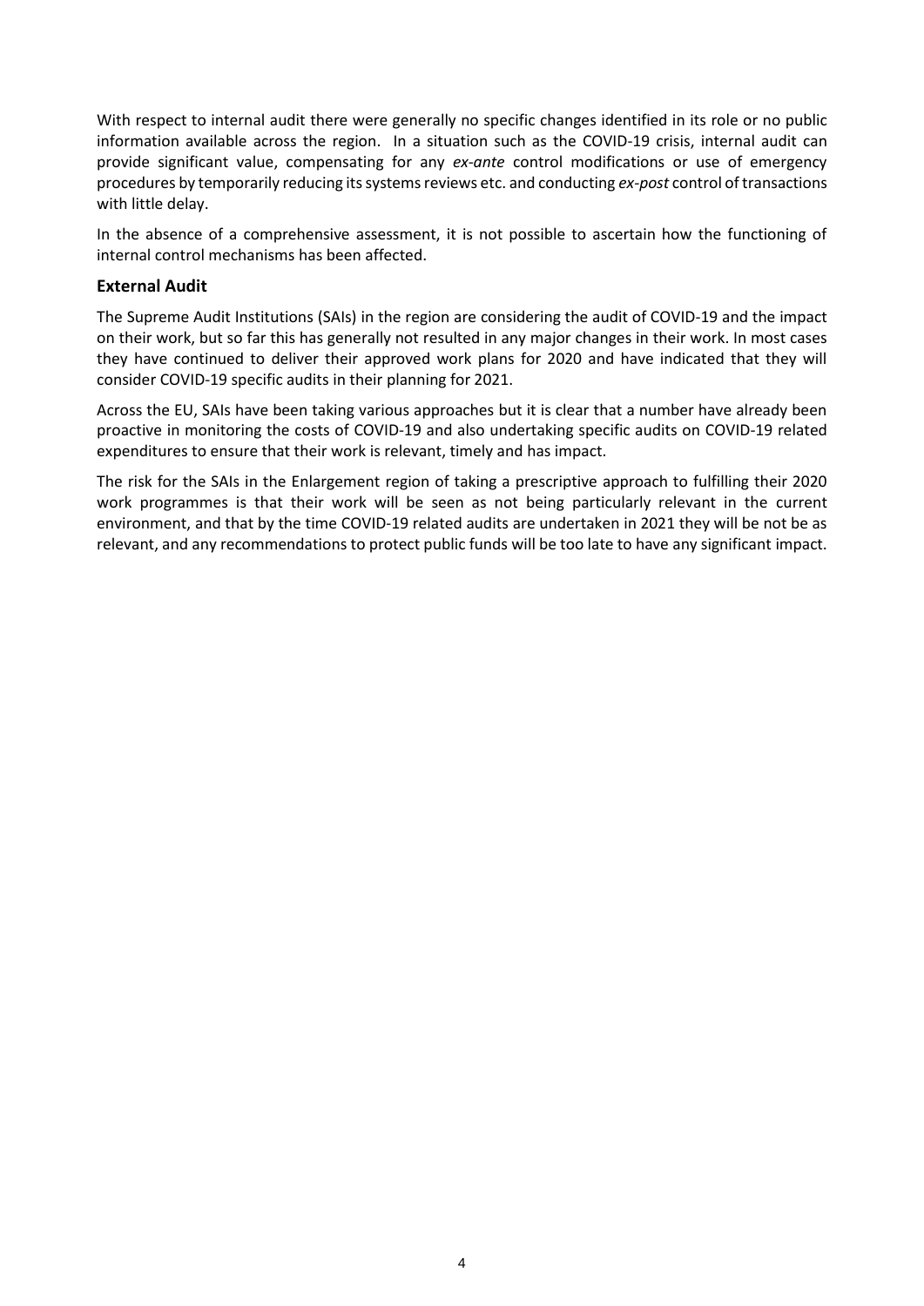With respect to internal audit there were generally no specific changes identified in its role or no public information available across the region. In a situation such as the COVID-19 crisis, internal audit can provide significant value, compensating for any *ex-ante* control modifications or use of emergency procedures by temporarily reducing its systems reviews etc. and conducting *ex-post* control of transactions with little delay.

In the absence of a comprehensive assessment, it is not possible to ascertain how the functioning of internal control mechanisms has been affected.

### External Audit

The Supreme Audit Institutions (SAIs) in the region are considering the audit of COVID-19 and the impact on their work, but so far this has generally not resulted in any major changes in their work. In most cases they have continued to deliver their approved work plans for 2020 and have indicated that they will consider COVID-19 specific audits in their planning for 2021.

Across the EU, SAIs have been taking various approaches but it is clear that a number have already been proactive in monitoring the costs of COVID-19 and also undertaking specific audits on COVID-19 related expenditures to ensure that their work is relevant, timely and has impact.

The risk for the SAIs in the Enlargement region of taking a prescriptive approach to fulfilling their 2020 work programmes is that their work will be seen as not being particularly relevant in the current environment, and that by the time COVID-19 related audits are undertaken in 2021 they will be not be as relevant, and any recommendations to protect public funds will be too late to have any significant impact.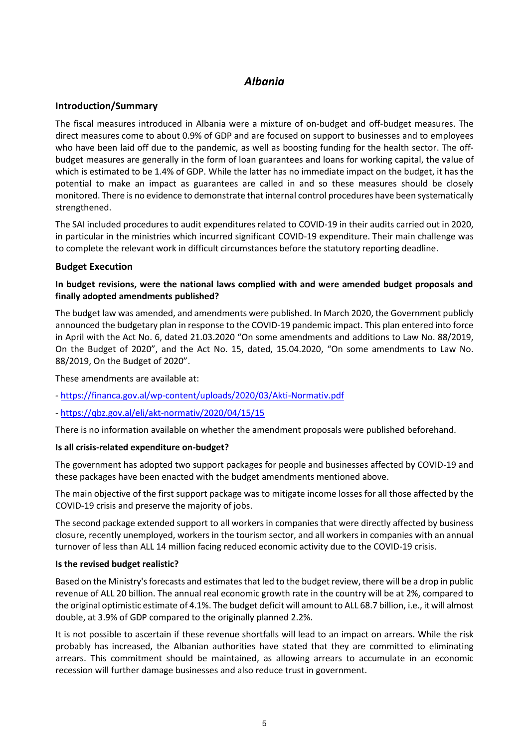# *Albania*

## Introduction/Summary

The fiscal measures introduced in Albania were a mixture of on-budget and off-budget measures. The direct measures come to about 0.9% of GDP and are focused on support to businesses and to employees who have been laid off due to the pandemic, as well as boosting funding for the health sector. The off-budget measures are generally in the form of loan guarantees and loans for working capital, the value of which is estimated to be 1.4% of GDP. While the latter has no immediate impact on the budget, it has the potential to make an impact as guarantees are called in and so these measures should be closely monitored. There is no evidence to demonstrate that internal control procedures have been systematically strengthened.

The SAI included procedures to audit expenditures related to COVID-19 in their audits carried out in 2020, in particular in the ministries which incurred significant COVID-19 expenditure. Their main challenge was to complete the relevant work in difficult circumstances before the statutory reporting deadline.

## Budget Execution

**In budget revisions, were the national laws complied with and were amended budget proposals and finally adopted amendments published?**

The budget law was amended, and amendments were published. In March 2020, the Government publicly announced the budgetary plan in response to the COVID-19 pandemic impact. This plan entered into force in April with the Act No. 6, dated 21.03.2020 "On some amendments and additions to Law No. 88/2019, On the Budget of 2020", and the Act No. 15, dated, 15.04.2020, "On some amendments to Law No. 88/2019, On the Budget of 2020".

These amendments are available at:

- https://financa.gov.al/wp-content/uploads/2020/03/Akti-Normativ.pdf
- https://qbz.gov.al/eli/akt-normativ/2020/04/15/15

There is no information available on whether the amendment proposals were published beforehand.

**Is all crisis-related expenditure on-budget?**

The government has adopted two support packages for people and businesses affected by COVID-19 and these packages have been enacted with the budget amendments mentioned above.

The main objective of the first support package was to mitigate income losses for all those affected by the COVID-19 crisis and preserve the majority of jobs.

The second package extended support to all workers in companies that were directly affected by business closure, recently unemployed, workers in the tourism sector, and all workers in companies with an annual turnover of less than ALL 14 million facing reduced economic activity due to the COVID-19 crisis.

**Is the revised budget realistic?**

Based on the Ministry's forecasts and estimates that led to the budget review, there will be a drop in public revenue of ALL 20 billion. The annual real economic growth rate in the country will be at 2%, compared to the original optimistic estimate of 4.1%. The budget deficit will amount to ALL 68.7 billion, i.e., it will almost double, at 3.9% of GDP compared to the originally planned 2.2%.

It is not possible to ascertain if these revenue shortfalls will lead to an impact on arrears. While the risk probably has increased, the Albanian authorities have stated that they are committed to eliminating arrears. This commitment should be maintained, as allowing arrears to accumulate in an economic recession will further damage businesses and also reduce trust in government.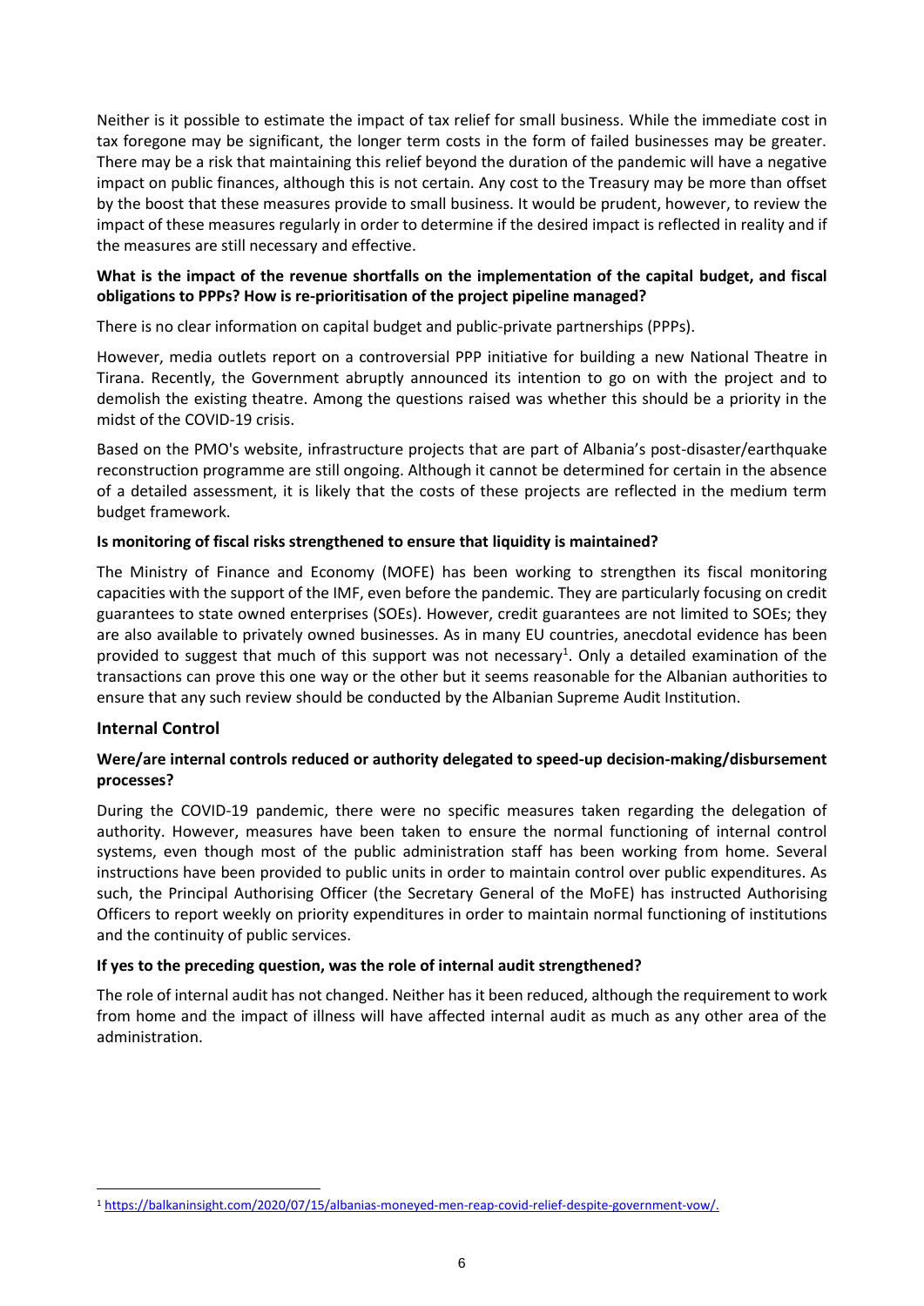Neither is it possible to estimate the impact of tax relief for small business. While the immediate cost in tax foregone may be significant, the longer term costs in the form of failed businesses may be greater. There may be a risk that maintaining this relief beyond the duration of the pandemic will have a negative impact on public finances, although this is not certain. Any cost to the Treasury may be more than offset by the boost that these measures provide to small business. It would be prudent, however, to review the impact of these measures regularly in order to determine if the desired impact is reflected in reality and if the measures are still necessary and effective.

**What is the impact of the revenue shortfalls on the implementation of the capital budget, and fiscal obligations to PPPs? How is re-prioritisation of the project pipeline managed?**

There is no clear information on capital budget and public-private partnerships (PPPs).

However, media outlets report on a controversial PPP initiative for building a new National Theatre in Tirana. Recently, the Government abruptly announced its intention to go on with the project and to demolish the existing theatre. Among the questions raised was whether this should be a priority in the midst of the COVID-19 crisis.

Based on the PMO's website, infrastructure projects that are part of Albania's post-disaster/earthquake reconstruction programme are still ongoing. Although it cannot be determined for certain in the absence of a detailed assessment, it is likely that the costs of these projects are reflected in the medium term budget framework.

**Is monitoring of fiscal risks strengthened to ensure that liquidity is maintained?**

The Ministry of Finance and Economy (MOFE) has been working to strengthen its fiscal monitoring capacities with the support of the IMF, even before the pandemic. They are particularly focusing on credit guarantees to state owned enterprises (SOEs). However, credit guarantees are not limited to SOEs; they are also available to privately owned businesses. As in many EU countries, anecdotal evidence has been provided to suggest that much of this support was not necessary[1]. Only a detailed examination of the transactions can prove this one way or the other but it seems reasonable for the Albanian authorities to ensure that any such review should be conducted by the Albanian Supreme Audit Institution.

## Internal Control

**Were/are internal controls reduced or authority delegated to speed-up decision-making/disbursement processes?**

During the COVID-19 pandemic, there were no specific measures taken regarding the delegation of authority. However, measures have been taken to ensure the normal functioning of internal control systems, even though most of the public administration staff has been working from home. Several instructions have been provided to public units in order to maintain control over public expenditures. As such, the Principal Authorising Officer (the Secretary General of the MoFE) has instructed Authorising Officers to report weekly on priority expenditures in order to maintain normal functioning of institutions and the continuity of public services.

**If yes to the preceding question, was the role of internal audit strengthened?**

The role of internal audit has not changed. Neither has it been reduced, although the requirement to work from home and the impact of illness will have affected internal audit as much as any other area of the administration.

---

[1] https://balkaninsight.com/2020/07/15/albanias-moneyed-men-reap-covid-relief-despite-government-vow/.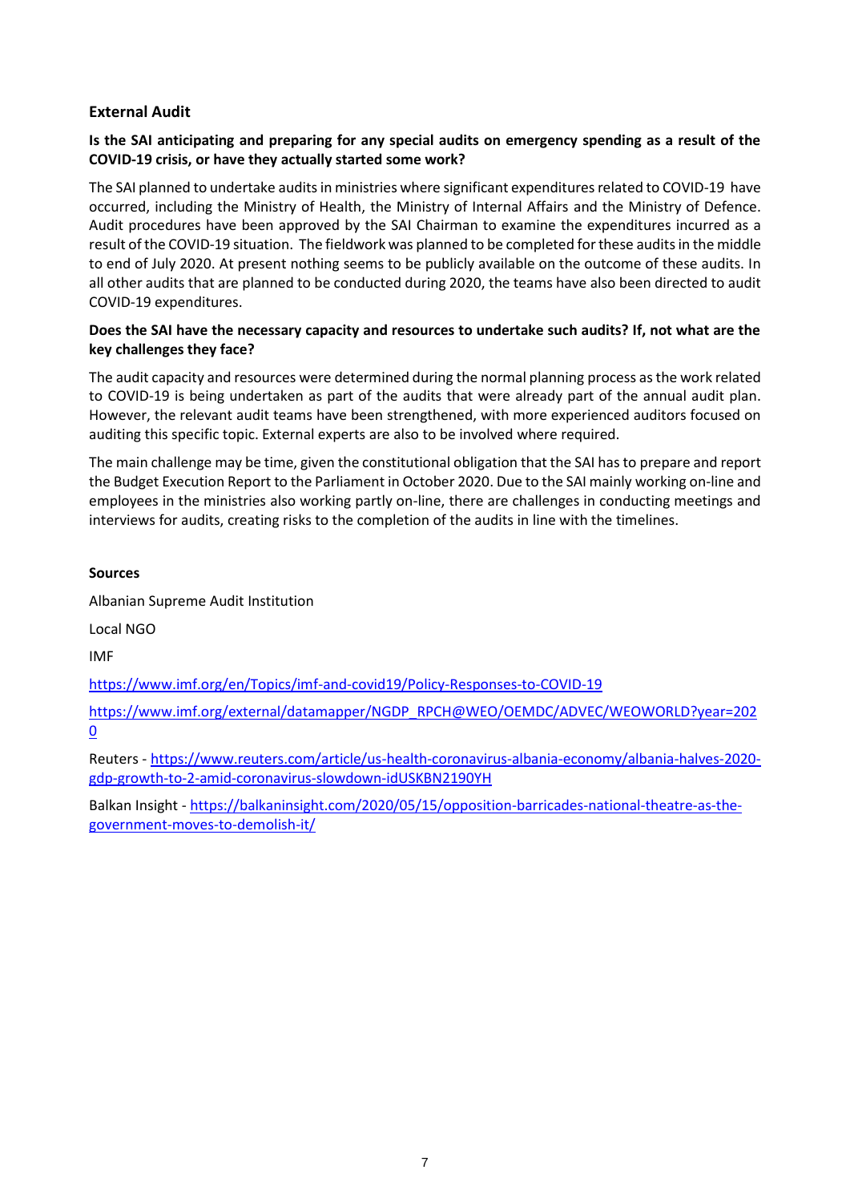## External Audit

**Is the SAI anticipating and preparing for any special audits on emergency spending as a result of the COVID-19 crisis, or have they actually started some work?**

The SAI planned to undertake audits in ministries where significant expenditures related to COVID-19 have occurred, including the Ministry of Health, the Ministry of Internal Affairs and the Ministry of Defence. Audit procedures have been approved by the SAI Chairman to examine the expenditures incurred as a result of the COVID-19 situation. The fieldwork was planned to be completed for these audits in the middle to end of July 2020. At present nothing seems to be publicly available on the outcome of these audits. In all other audits that are planned to be conducted during 2020, the teams have also been directed to audit COVID-19 expenditures.

**Does the SAI have the necessary capacity and resources to undertake such audits? If, not what are the key challenges they face?**

The audit capacity and resources were determined during the normal planning process as the work related to COVID-19 is being undertaken as part of the audits that were already part of the annual audit plan. However, the relevant audit teams have been strengthened, with more experienced auditors focused on auditing this specific topic. External experts are also to be involved where required.

The main challenge may be time, given the constitutional obligation that the SAI has to prepare and report the Budget Execution Report to the Parliament in October 2020. Due to the SAI mainly working on-line and employees in the ministries also working partly on-line, there are challenges in conducting meetings and interviews for audits, creating risks to the completion of the audits in line with the timelines.

**Sources**

Albanian Supreme Audit Institution

Local NGO

IMF

https://www.imf.org/en/Topics/imf-and-covid19/Policy-Responses-to-COVID-19

https://www.imf.org/external/datamapper/NGDP_RPCH@WEO/OEMDC/ADVEC/WEOWORLD?year=2020

Reuters - https://www.reuters.com/article/us-health-coronavirus-albania-economy/albania-halves-2020-gdp-growth-to-2-amid-coronavirus-slowdown-idUSKBN2190YH

Balkan Insight - https://balkaninsight.com/2020/05/15/opposition-barricades-national-theatre-as-the-government-moves-to-demolish-it/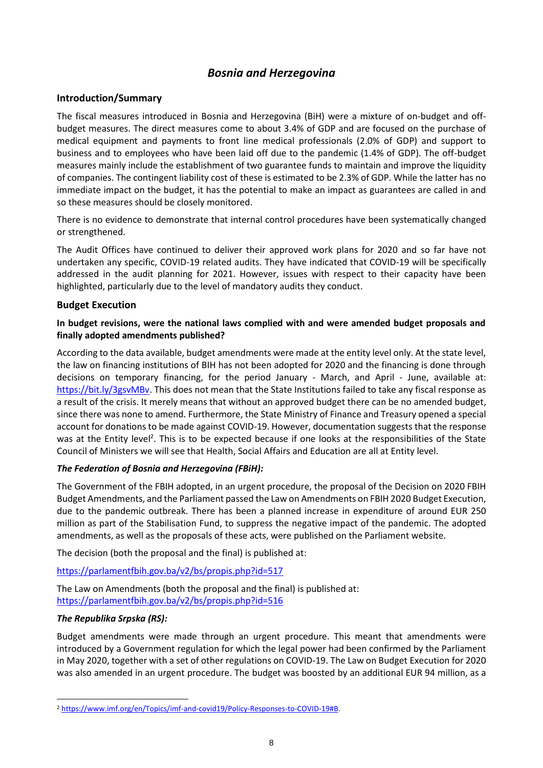# *Bosnia and Herzegovina*

## Introduction/Summary

The fiscal measures introduced in Bosnia and Herzegovina (BiH) were a mixture of on-budget and off-budget measures. The direct measures come to about 3.4% of GDP and are focused on the purchase of medical equipment and payments to front line medical professionals (2.0% of GDP) and support to business and to employees who have been laid off due to the pandemic (1.4% of GDP). The off-budget measures mainly include the establishment of two guarantee funds to maintain and improve the liquidity of companies. The contingent liability cost of these is estimated to be 2.3% of GDP. While the latter has no immediate impact on the budget, it has the potential to make an impact as guarantees are called in and so these measures should be closely monitored.

There is no evidence to demonstrate that internal control procedures have been systematically changed or strengthened.

The Audit Offices have continued to deliver their approved work plans for 2020 and so far have not undertaken any specific, COVID-19 related audits. They have indicated that COVID-19 will be specifically addressed in the audit planning for 2021. However, issues with respect to their capacity have been highlighted, particularly due to the level of mandatory audits they conduct.

## Budget Execution

**In budget revisions, were the national laws complied with and were amended budget proposals and finally adopted amendments published?**

According to the data available, budget amendments were made at the entity level only. At the state level, the law on financing institutions of BIH has not been adopted for 2020 and the financing is done through decisions on temporary financing, for the period January - March, and April - June, available at: https://bit.ly/3gsvMBv. This does not mean that the State Institutions failed to take any fiscal response as a result of the crisis. It merely means that without an approved budget there can be no amended budget, since there was none to amend. Furthermore, the State Ministry of Finance and Treasury opened a special account for donations to be made against COVID-19. However, documentation suggests that the response was at the Entity level[2]. This is to be expected because if one looks at the responsibilities of the State Council of Ministers we will see that Health, Social Affairs and Education are all at Entity level.

***The Federation of Bosnia and Herzegovina (FBiH):***

The Government of the FBIH adopted, in an urgent procedure, the proposal of the Decision on 2020 FBIH Budget Amendments, and the Parliament passed the Law on Amendments on FBIH 2020 Budget Execution, due to the pandemic outbreak. There has been a planned increase in expenditure of around EUR 250 million as part of the Stabilisation Fund, to suppress the negative impact of the pandemic. The adopted amendments, as well as the proposals of these acts, were published on the Parliament website.

The decision (both the proposal and the final) is published at:

https://parlamentfbih.gov.ba/v2/bs/propis.php?id=517

The Law on Amendments (both the proposal and the final) is published at:
https://parlamentfbih.gov.ba/v2/bs/propis.php?id=516

***The Republika Srpska (RS):***

Budget amendments were made through an urgent procedure. This meant that amendments were introduced by a Government regulation for which the legal power had been confirmed by the Parliament in May 2020, together with a set of other regulations on COVID-19. The Law on Budget Execution for 2020 was also amended in an urgent procedure. The budget was boosted by an additional EUR 94 million, as a

---

[2] https://www.imf.org/en/Topics/imf-and-covid19/Policy-Responses-to-COVID-19#B.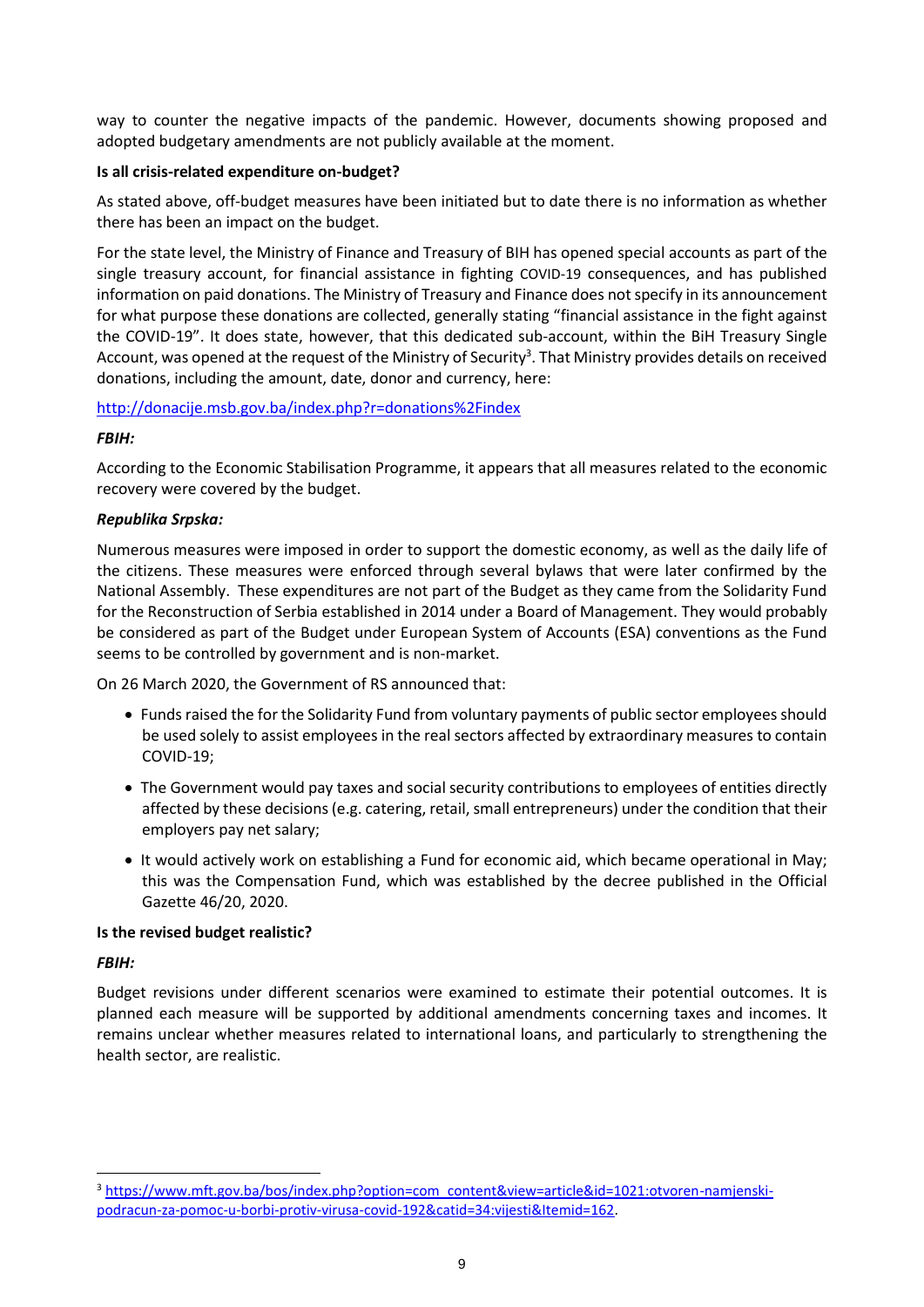way to counter the negative impacts of the pandemic. However, documents showing proposed and adopted budgetary amendments are not publicly available at the moment.

**Is all crisis-related expenditure on-budget?**

As stated above, off-budget measures have been initiated but to date there is no information as whether there has been an impact on the budget.

For the state level, the Ministry of Finance and Treasury of BIH has opened special accounts as part of the single treasury account, for financial assistance in fighting COVID-19 consequences, and has published information on paid donations. The Ministry of Treasury and Finance does not specify in its announcement for what purpose these donations are collected, generally stating "financial assistance in the fight against the COVID-19". It does state, however, that this dedicated sub-account, within the BiH Treasury Single Account, was opened at the request of the Ministry of Security[3]. That Ministry provides details on received donations, including the amount, date, donor and currency, here:

http://donacije.msb.gov.ba/index.php?r=donations%2Findex

***FBIH:***

According to the Economic Stabilisation Programme, it appears that all measures related to the economic recovery were covered by the budget.

***Republika Srpska:***

Numerous measures were imposed in order to support the domestic economy, as well as the daily life of the citizens. These measures were enforced through several bylaws that were later confirmed by the National Assembly. These expenditures are not part of the Budget as they came from the Solidarity Fund for the Reconstruction of Serbia established in 2014 under a Board of Management. They would probably be considered as part of the Budget under European System of Accounts (ESA) conventions as the Fund seems to be controlled by government and is non-market.

On 26 March 2020, the Government of RS announced that:

- Funds raised the for the Solidarity Fund from voluntary payments of public sector employees should be used solely to assist employees in the real sectors affected by extraordinary measures to contain COVID-19;
- The Government would pay taxes and social security contributions to employees of entities directly affected by these decisions (e.g. catering, retail, small entrepreneurs) under the condition that their employers pay net salary;
- It would actively work on establishing a Fund for economic aid, which became operational in May; this was the Compensation Fund, which was established by the decree published in the Official Gazette 46/20, 2020.

**Is the revised budget realistic?**

***FBIH:***

Budget revisions under different scenarios were examined to estimate their potential outcomes. It is planned each measure will be supported by additional amendments concerning taxes and incomes. It remains unclear whether measures related to international loans, and particularly to strengthening the health sector, are realistic.

[3] https://www.mft.gov.ba/bos/index.php?option=com_content&view=article&id=1021:otvoren-namjenski-podracun-za-pomoc-u-borbi-protiv-virusa-covid-192&catid=34:vijesti&Itemid=162.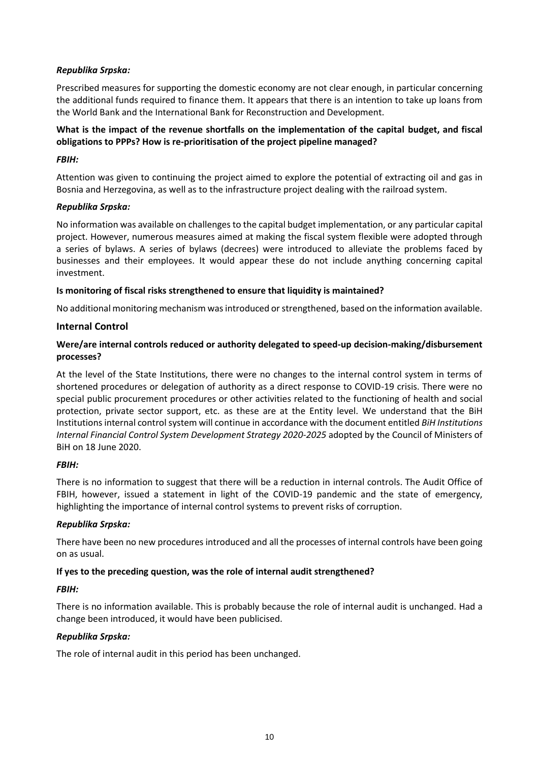*Republika Srpska:*

Prescribed measures for supporting the domestic economy are not clear enough, in particular concerning the additional funds required to finance them. It appears that there is an intention to take up loans from the World Bank and the International Bank for Reconstruction and Development.

**What is the impact of the revenue shortfalls on the implementation of the capital budget, and fiscal obligations to PPPs? How is re-prioritisation of the project pipeline managed?**

*FBIH:*

Attention was given to continuing the project aimed to explore the potential of extracting oil and gas in Bosnia and Herzegovina, as well as to the infrastructure project dealing with the railroad system.

*Republika Srpska:*

No information was available on challenges to the capital budget implementation, or any particular capital project. However, numerous measures aimed at making the fiscal system flexible were adopted through a series of bylaws. A series of bylaws (decrees) were introduced to alleviate the problems faced by businesses and their employees. It would appear these do not include anything concerning capital investment.

**Is monitoring of fiscal risks strengthened to ensure that liquidity is maintained?**

No additional monitoring mechanism was introduced or strengthened, based on the information available.

## Internal Control

**Were/are internal controls reduced or authority delegated to speed-up decision-making/disbursement processes?**

At the level of the State Institutions, there were no changes to the internal control system in terms of shortened procedures or delegation of authority as a direct response to COVID-19 crisis. There were no special public procurement procedures or other activities related to the functioning of health and social protection, private sector support, etc. as these are at the Entity level. We understand that the BiH Institutions internal control system will continue in accordance with the document entitled *BiH Institutions Internal Financial Control System Development Strategy 2020-2025* adopted by the Council of Ministers of BiH on 18 June 2020.

*FBIH:*

There is no information to suggest that there will be a reduction in internal controls. The Audit Office of FBIH, however, issued a statement in light of the COVID-19 pandemic and the state of emergency, highlighting the importance of internal control systems to prevent risks of corruption.

*Republika Srpska:*

There have been no new procedures introduced and all the processes of internal controls have been going on as usual.

**If yes to the preceding question, was the role of internal audit strengthened?**

*FBIH:*

There is no information available. This is probably because the role of internal audit is unchanged. Had a change been introduced, it would have been publicised.

*Republika Srpska:*

The role of internal audit in this period has been unchanged.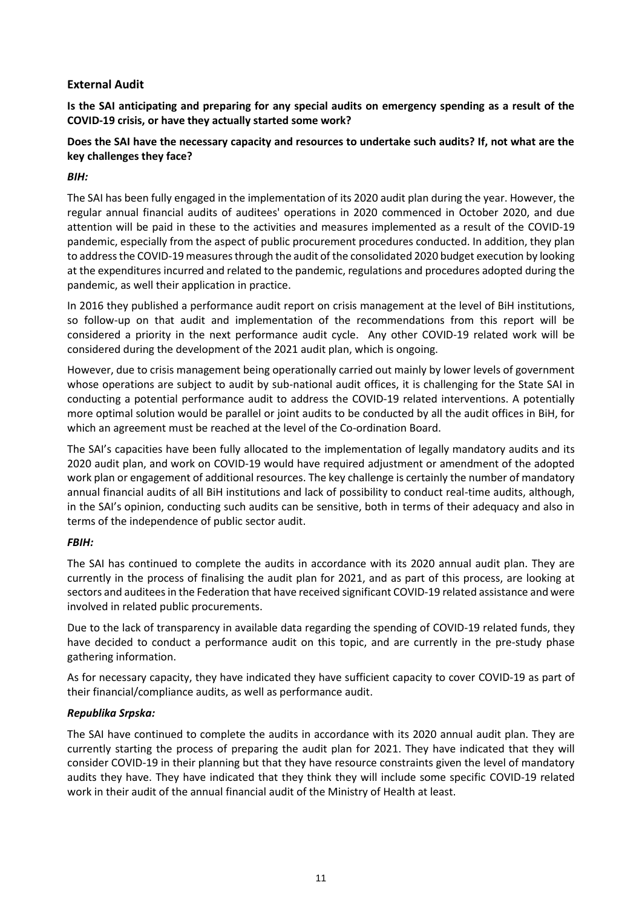## External Audit

**Is the SAI anticipating and preparing for any special audits on emergency spending as a result of the COVID-19 crisis, or have they actually started some work?**

**Does the SAI have the necessary capacity and resources to undertake such audits? If, not what are the key challenges they face?**

***BIH:***

The SAI has been fully engaged in the implementation of its 2020 audit plan during the year. However, the regular annual financial audits of auditees' operations in 2020 commenced in October 2020, and due attention will be paid in these to the activities and measures implemented as a result of the COVID-19 pandemic, especially from the aspect of public procurement procedures conducted. In addition, they plan to address the COVID-19 measures through the audit of the consolidated 2020 budget execution by looking at the expenditures incurred and related to the pandemic, regulations and procedures adopted during the pandemic, as well their application in practice.

In 2016 they published a performance audit report on crisis management at the level of BiH institutions, so follow-up on that audit and implementation of the recommendations from this report will be considered a priority in the next performance audit cycle. Any other COVID-19 related work will be considered during the development of the 2021 audit plan, which is ongoing.

However, due to crisis management being operationally carried out mainly by lower levels of government whose operations are subject to audit by sub-national audit offices, it is challenging for the State SAI in conducting a potential performance audit to address the COVID-19 related interventions. A potentially more optimal solution would be parallel or joint audits to be conducted by all the audit offices in BiH, for which an agreement must be reached at the level of the Co-ordination Board.

The SAI's capacities have been fully allocated to the implementation of legally mandatory audits and its 2020 audit plan, and work on COVID-19 would have required adjustment or amendment of the adopted work plan or engagement of additional resources. The key challenge is certainly the number of mandatory annual financial audits of all BiH institutions and lack of possibility to conduct real-time audits, although, in the SAI's opinion, conducting such audits can be sensitive, both in terms of their adequacy and also in terms of the independence of public sector audit.

***FBIH:***

The SAI has continued to complete the audits in accordance with its 2020 annual audit plan. They are currently in the process of finalising the audit plan for 2021, and as part of this process, are looking at sectors and auditees in the Federation that have received significant COVID-19 related assistance and were involved in related public procurements.

Due to the lack of transparency in available data regarding the spending of COVID-19 related funds, they have decided to conduct a performance audit on this topic, and are currently in the pre-study phase gathering information.

As for necessary capacity, they have indicated they have sufficient capacity to cover COVID-19 as part of their financial/compliance audits, as well as performance audit.

***Republika Srpska:***

The SAI have continued to complete the audits in accordance with its 2020 annual audit plan. They are currently starting the process of preparing the audit plan for 2021. They have indicated that they will consider COVID-19 in their planning but that they have resource constraints given the level of mandatory audits they have. They have indicated that they think they will include some specific COVID-19 related work in their audit of the annual financial audit of the Ministry of Health at least.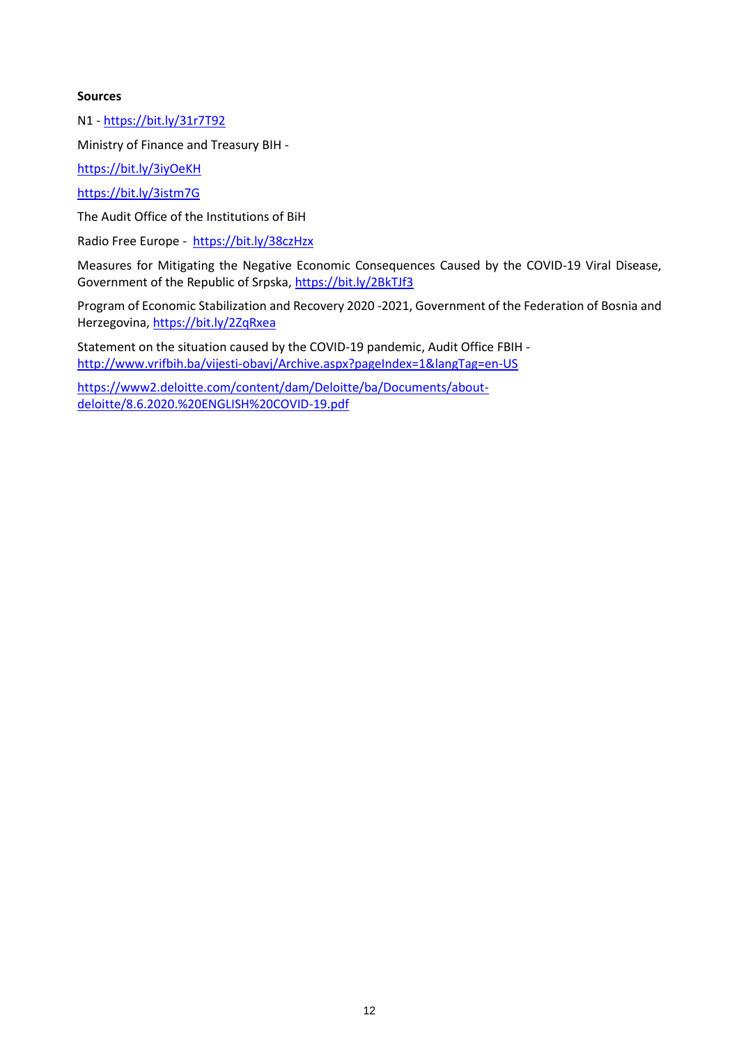**Sources**

N1 - https://bit.ly/31r7T92

Ministry of Finance and Treasury BIH -

https://bit.ly/3iyOeKH

https://bit.ly/3istm7G

The Audit Office of the Institutions of BiH

Radio Free Europe - https://bit.ly/38czHzx

Measures for Mitigating the Negative Economic Consequences Caused by the COVID-19 Viral Disease, Government of the Republic of Srpska, https://bit.ly/2BkTJf3

Program of Economic Stabilization and Recovery 2020 -2021, Government of the Federation of Bosnia and Herzegovina, https://bit.ly/2ZqRxea

Statement on the situation caused by the COVID-19 pandemic, Audit Office FBIH - http://www.vrifbih.ba/vijesti-obavj/Archive.aspx?pageIndex=1&langTag=en-US

https://www2.deloitte.com/content/dam/Deloitte/ba/Documents/about-deloitte/8.6.2020.%20ENGLISH%20COVID-19.pdf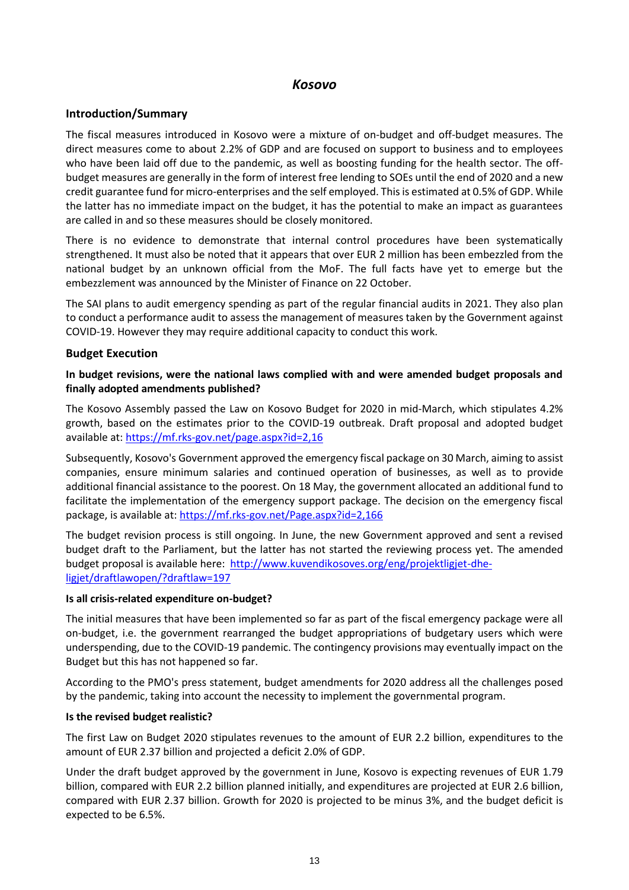# *Kosovo*

## Introduction/Summary

The fiscal measures introduced in Kosovo were a mixture of on-budget and off-budget measures. The direct measures come to about 2.2% of GDP and are focused on support to business and to employees who have been laid off due to the pandemic, as well as boosting funding for the health sector. The off-budget measures are generally in the form of interest free lending to SOEs until the end of 2020 and a new credit guarantee fund for micro-enterprises and the self employed. This is estimated at 0.5% of GDP. While the latter has no immediate impact on the budget, it has the potential to make an impact as guarantees are called in and so these measures should be closely monitored.

There is no evidence to demonstrate that internal control procedures have been systematically strengthened. It must also be noted that it appears that over EUR 2 million has been embezzled from the national budget by an unknown official from the MoF. The full facts have yet to emerge but the embezzlement was announced by the Minister of Finance on 22 October.

The SAI plans to audit emergency spending as part of the regular financial audits in 2021. They also plan to conduct a performance audit to assess the management of measures taken by the Government against COVID-19. However they may require additional capacity to conduct this work.

## Budget Execution

**In budget revisions, were the national laws complied with and were amended budget proposals and finally adopted amendments published?**

The Kosovo Assembly passed the Law on Kosovo Budget for 2020 in mid-March, which stipulates 4.2% growth, based on the estimates prior to the COVID-19 outbreak. Draft proposal and adopted budget available at: https://mf.rks-gov.net/page.aspx?id=2,16

Subsequently, Kosovo's Government approved the emergency fiscal package on 30 March, aiming to assist companies, ensure minimum salaries and continued operation of businesses, as well as to provide additional financial assistance to the poorest. On 18 May, the government allocated an additional fund to facilitate the implementation of the emergency support package. The decision on the emergency fiscal package, is available at: https://mf.rks-gov.net/Page.aspx?id=2,166

The budget revision process is still ongoing. In June, the new Government approved and sent a revised budget draft to the Parliament, but the latter has not started the reviewing process yet. The amended budget proposal is available here: http://www.kuvendikosoves.org/eng/projektligjet-dhe-ligjet/draftlawopen/?draftlaw=197

**Is all crisis-related expenditure on-budget?**

The initial measures that have been implemented so far as part of the fiscal emergency package were all on-budget, i.e. the government rearranged the budget appropriations of budgetary users which were underspending, due to the COVID-19 pandemic. The contingency provisions may eventually impact on the Budget but this has not happened so far.

According to the PMO's press statement, budget amendments for 2020 address all the challenges posed by the pandemic, taking into account the necessity to implement the governmental program.

**Is the revised budget realistic?**

The first Law on Budget 2020 stipulates revenues to the amount of EUR 2.2 billion, expenditures to the amount of EUR 2.37 billion and projected a deficit 2.0% of GDP.

Under the draft budget approved by the government in June, Kosovo is expecting revenues of EUR 1.79 billion, compared with EUR 2.2 billion planned initially, and expenditures are projected at EUR 2.6 billion, compared with EUR 2.37 billion. Growth for 2020 is projected to be minus 3%, and the budget deficit is expected to be 6.5%.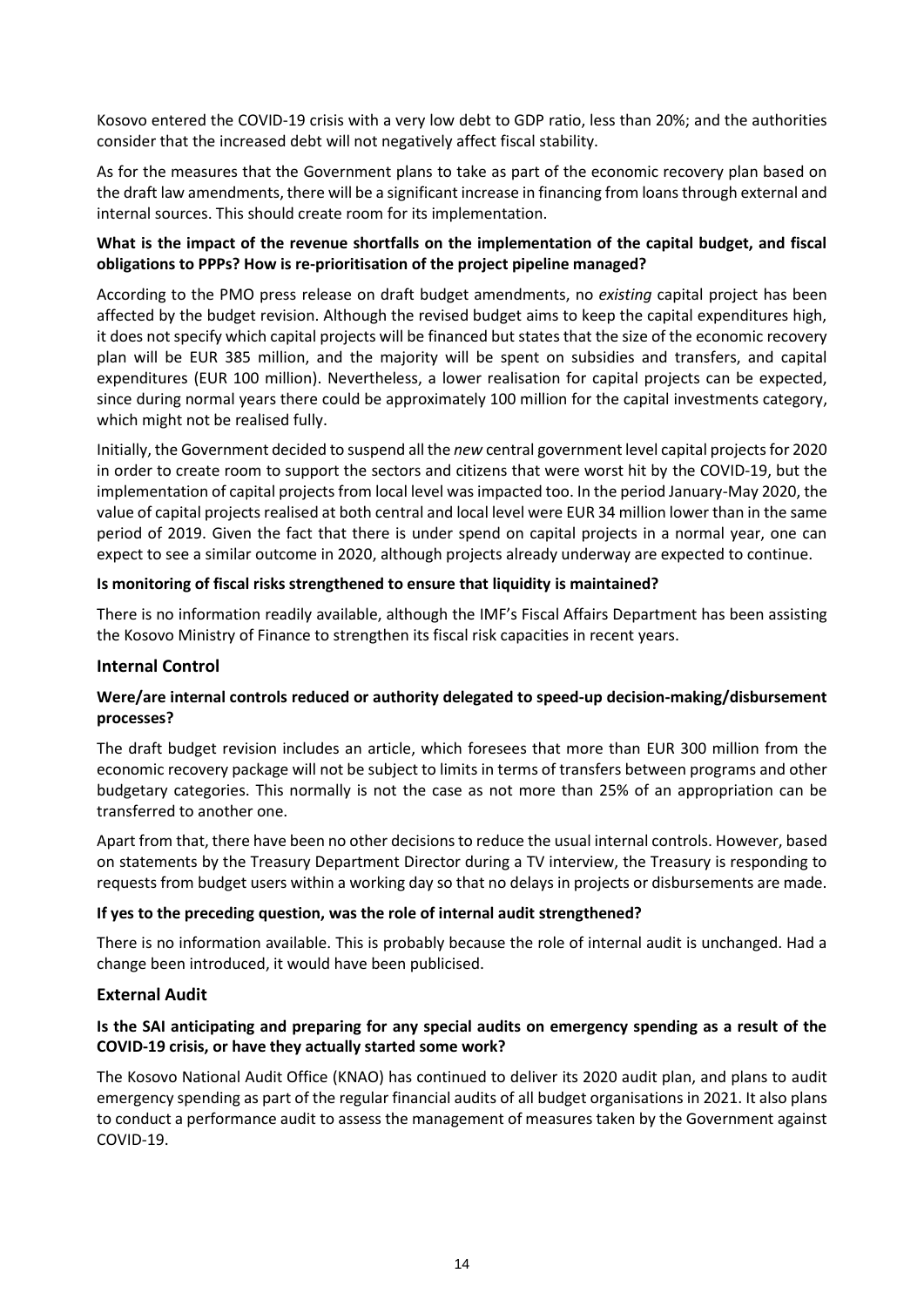Kosovo entered the COVID-19 crisis with a very low debt to GDP ratio, less than 20%; and the authorities consider that the increased debt will not negatively affect fiscal stability.

As for the measures that the Government plans to take as part of the economic recovery plan based on the draft law amendments, there will be a significant increase in financing from loans through external and internal sources. This should create room for its implementation.

**What is the impact of the revenue shortfalls on the implementation of the capital budget, and fiscal obligations to PPPs? How is re-prioritisation of the project pipeline managed?**

According to the PMO press release on draft budget amendments, no *existing* capital project has been affected by the budget revision. Although the revised budget aims to keep the capital expenditures high, it does not specify which capital projects will be financed but states that the size of the economic recovery plan will be EUR 385 million, and the majority will be spent on subsidies and transfers, and capital expenditures (EUR 100 million). Nevertheless, a lower realisation for capital projects can be expected, since during normal years there could be approximately 100 million for the capital investments category, which might not be realised fully.

Initially, the Government decided to suspend all the *new* central government level capital projects for 2020 in order to create room to support the sectors and citizens that were worst hit by the COVID-19, but the implementation of capital projects from local level was impacted too. In the period January-May 2020, the value of capital projects realised at both central and local level were EUR 34 million lower than in the same period of 2019. Given the fact that there is under spend on capital projects in a normal year, one can expect to see a similar outcome in 2020, although projects already underway are expected to continue.

**Is monitoring of fiscal risks strengthened to ensure that liquidity is maintained?**

There is no information readily available, although the IMF's Fiscal Affairs Department has been assisting the Kosovo Ministry of Finance to strengthen its fiscal risk capacities in recent years.

### Internal Control

**Were/are internal controls reduced or authority delegated to speed-up decision-making/disbursement processes?**

The draft budget revision includes an article, which foresees that more than EUR 300 million from the economic recovery package will not be subject to limits in terms of transfers between programs and other budgetary categories. This normally is not the case as not more than 25% of an appropriation can be transferred to another one.

Apart from that, there have been no other decisions to reduce the usual internal controls. However, based on statements by the Treasury Department Director during a TV interview, the Treasury is responding to requests from budget users within a working day so that no delays in projects or disbursements are made.

**If yes to the preceding question, was the role of internal audit strengthened?**

There is no information available. This is probably because the role of internal audit is unchanged. Had a change been introduced, it would have been publicised.

### External Audit

**Is the SAI anticipating and preparing for any special audits on emergency spending as a result of the COVID-19 crisis, or have they actually started some work?**

The Kosovo National Audit Office (KNAO) has continued to deliver its 2020 audit plan, and plans to audit emergency spending as part of the regular financial audits of all budget organisations in 2021. It also plans to conduct a performance audit to assess the management of measures taken by the Government against COVID-19.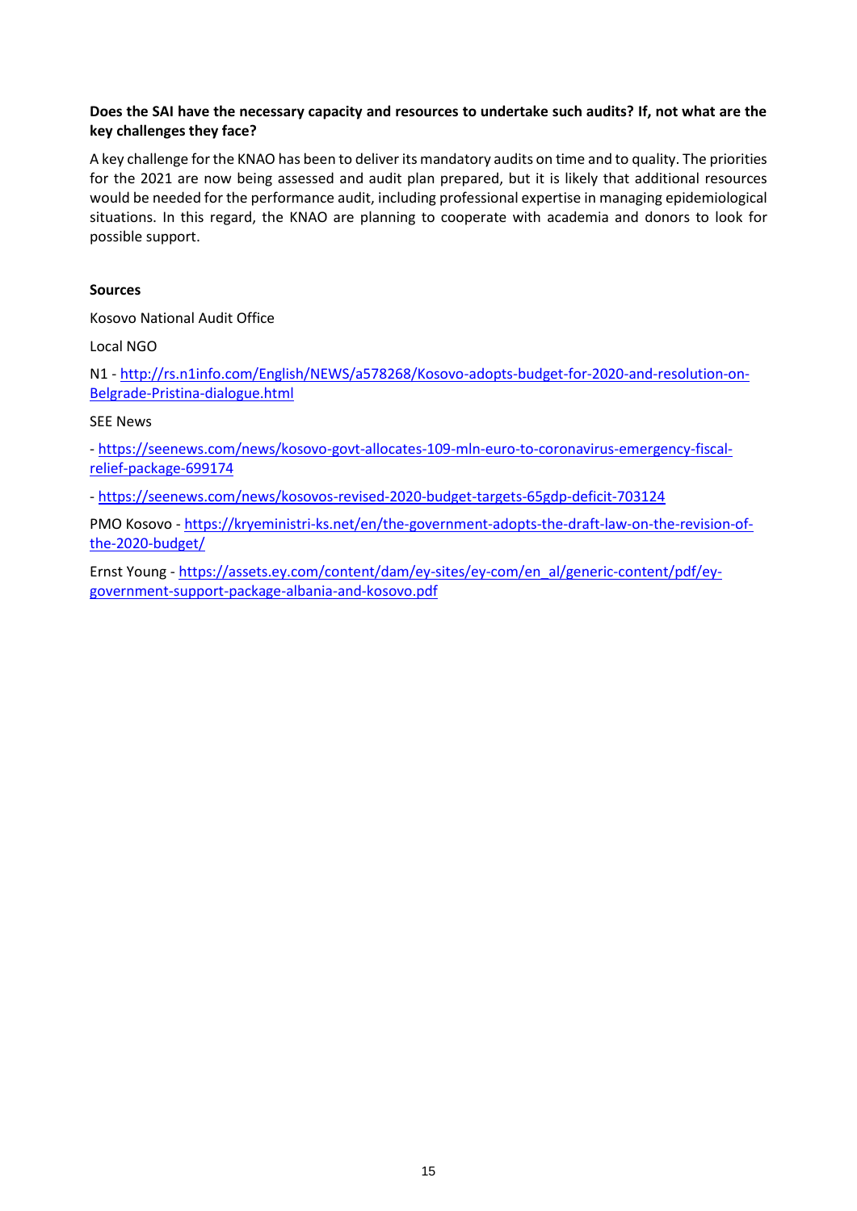**Does the SAI have the necessary capacity and resources to undertake such audits? If, not what are the key challenges they face?**

A key challenge for the KNAO has been to deliver its mandatory audits on time and to quality. The priorities for the 2021 are now being assessed and audit plan prepared, but it is likely that additional resources would be needed for the performance audit, including professional expertise in managing epidemiological situations. In this regard, the KNAO are planning to cooperate with academia and donors to look for possible support.

**Sources**

Kosovo National Audit Office

Local NGO

N1 - [http://rs.n1info.com/English/NEWS/a578268/Kosovo-adopts-budget-for-2020-and-resolution-on-Belgrade-Pristina-dialogue.html](http://rs.n1info.com/English/NEWS/a578268/Kosovo-adopts-budget-for-2020-and-resolution-on-Belgrade-Pristina-dialogue.html)

SEE News

- [https://seenews.com/news/kosovo-govt-allocates-109-mln-euro-to-coronavirus-emergency-fiscal-relief-package-699174](https://seenews.com/news/kosovo-govt-allocates-109-mln-euro-to-coronavirus-emergency-fiscal-relief-package-699174)

- [https://seenews.com/news/kosovos-revised-2020-budget-targets-65gdp-deficit-703124](https://seenews.com/news/kosovos-revised-2020-budget-targets-65gdp-deficit-703124)

PMO Kosovo - [https://kryeministri-ks.net/en/the-government-adopts-the-draft-law-on-the-revision-of-the-2020-budget/](https://kryeministri-ks.net/en/the-government-adopts-the-draft-law-on-the-revision-of-the-2020-budget/)

Ernst Young - [https://assets.ey.com/content/dam/ey-sites/ey-com/en_al/generic-content/pdf/ey-government-support-package-albania-and-kosovo.pdf](https://assets.ey.com/content/dam/ey-sites/ey-com/en_al/generic-content/pdf/ey-government-support-package-albania-and-kosovo.pdf)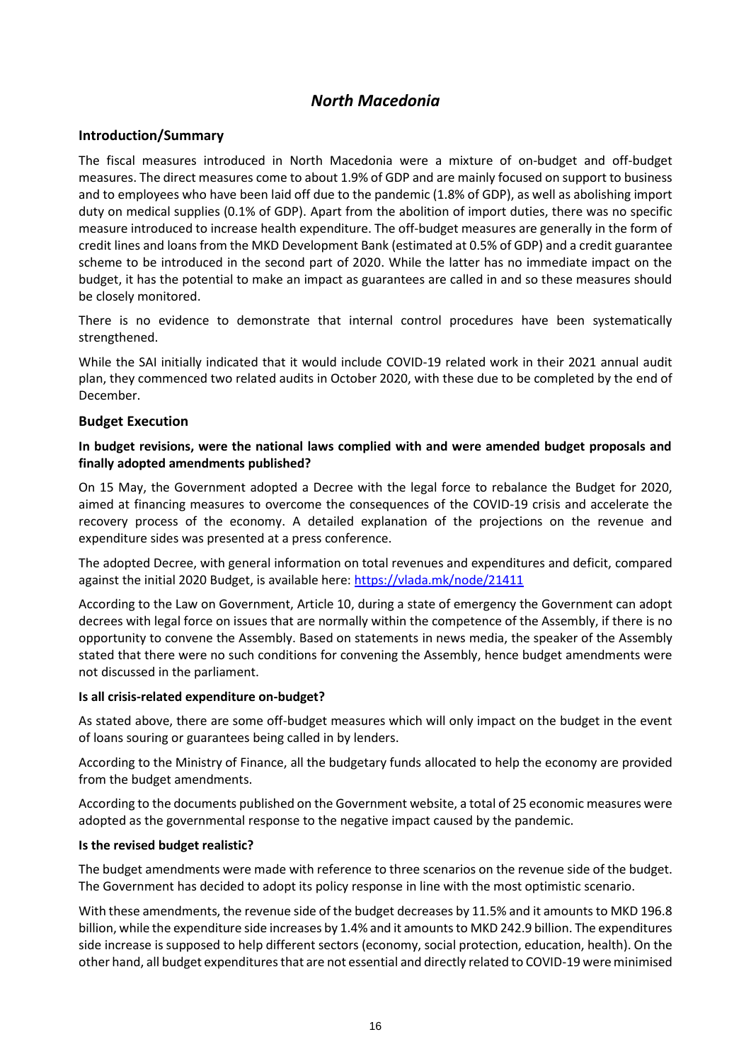# *North Macedonia*

## Introduction/Summary

The fiscal measures introduced in North Macedonia were a mixture of on-budget and off-budget measures. The direct measures come to about 1.9% of GDP and are mainly focused on support to business and to employees who have been laid off due to the pandemic (1.8% of GDP), as well as abolishing import duty on medical supplies (0.1% of GDP). Apart from the abolition of import duties, there was no specific measure introduced to increase health expenditure. The off-budget measures are generally in the form of credit lines and loans from the MKD Development Bank (estimated at 0.5% of GDP) and a credit guarantee scheme to be introduced in the second part of 2020. While the latter has no immediate impact on the budget, it has the potential to make an impact as guarantees are called in and so these measures should be closely monitored.

There is no evidence to demonstrate that internal control procedures have been systematically strengthened.

While the SAI initially indicated that it would include COVID-19 related work in their 2021 annual audit plan, they commenced two related audits in October 2020, with these due to be completed by the end of December.

## Budget Execution

**In budget revisions, were the national laws complied with and were amended budget proposals and finally adopted amendments published?**

On 15 May, the Government adopted a Decree with the legal force to rebalance the Budget for 2020, aimed at financing measures to overcome the consequences of the COVID-19 crisis and accelerate the recovery process of the economy. A detailed explanation of the projections on the revenue and expenditure sides was presented at a press conference.

The adopted Decree, with general information on total revenues and expenditures and deficit, compared against the initial 2020 Budget, is available here: https://vlada.mk/node/21411

According to the Law on Government, Article 10, during a state of emergency the Government can adopt decrees with legal force on issues that are normally within the competence of the Assembly, if there is no opportunity to convene the Assembly. Based on statements in news media, the speaker of the Assembly stated that there were no such conditions for convening the Assembly, hence budget amendments were not discussed in the parliament.

**Is all crisis-related expenditure on-budget?**

As stated above, there are some off-budget measures which will only impact on the budget in the event of loans souring or guarantees being called in by lenders.

According to the Ministry of Finance, all the budgetary funds allocated to help the economy are provided from the budget amendments.

According to the documents published on the Government website, a total of 25 economic measures were adopted as the governmental response to the negative impact caused by the pandemic.

**Is the revised budget realistic?**

The budget amendments were made with reference to three scenarios on the revenue side of the budget. The Government has decided to adopt its policy response in line with the most optimistic scenario.

With these amendments, the revenue side of the budget decreases by 11.5% and it amounts to MKD 196.8 billion, while the expenditure side increases by 1.4% and it amounts to MKD 242.9 billion. The expenditures side increase is supposed to help different sectors (economy, social protection, education, health). On the other hand, all budget expenditures that are not essential and directly related to COVID-19 were minimised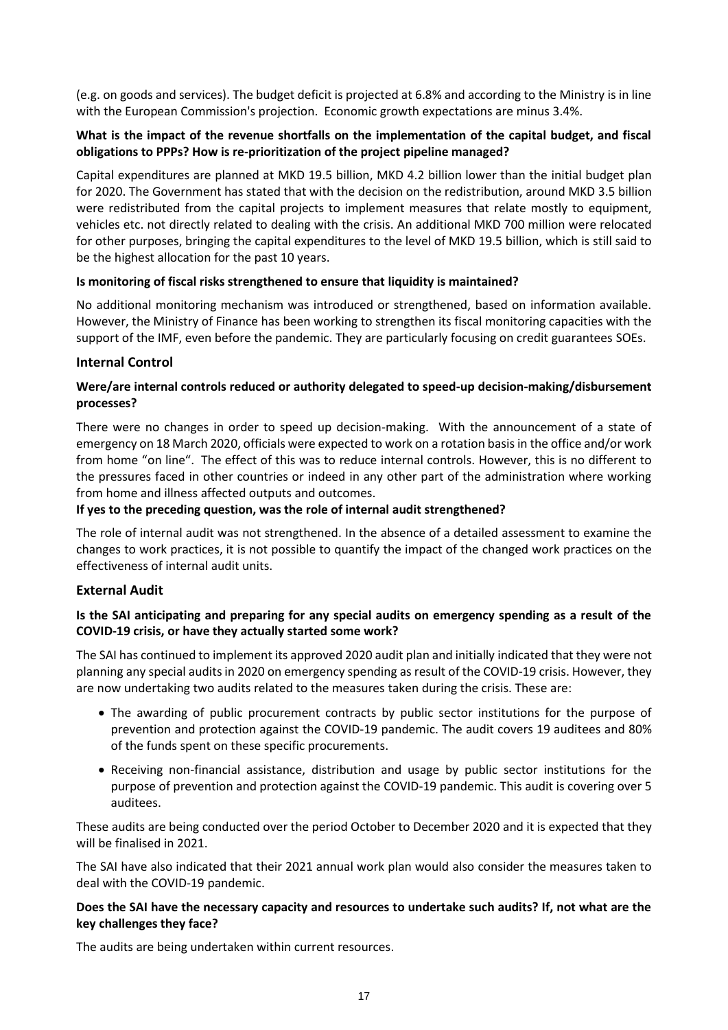(e.g. on goods and services). The budget deficit is projected at 6.8% and according to the Ministry is in line with the European Commission's projection. Economic growth expectations are minus 3.4%.

**What is the impact of the revenue shortfalls on the implementation of the capital budget, and fiscal obligations to PPPs? How is re-prioritization of the project pipeline managed?**

Capital expenditures are planned at MKD 19.5 billion, MKD 4.2 billion lower than the initial budget plan for 2020. The Government has stated that with the decision on the redistribution, around MKD 3.5 billion were redistributed from the capital projects to implement measures that relate mostly to equipment, vehicles etc. not directly related to dealing with the crisis. An additional MKD 700 million were relocated for other purposes, bringing the capital expenditures to the level of MKD 19.5 billion, which is still said to be the highest allocation for the past 10 years.

**Is monitoring of fiscal risks strengthened to ensure that liquidity is maintained?**

No additional monitoring mechanism was introduced or strengthened, based on information available. However, the Ministry of Finance has been working to strengthen its fiscal monitoring capacities with the support of the IMF, even before the pandemic. They are particularly focusing on credit guarantees SOEs.

## Internal Control

**Were/are internal controls reduced or authority delegated to speed-up decision-making/disbursement processes?**

There were no changes in order to speed up decision-making. With the announcement of a state of emergency on 18 March 2020, officials were expected to work on a rotation basis in the office and/or work from home "on line". The effect of this was to reduce internal controls. However, this is no different to the pressures faced in other countries or indeed in any other part of the administration where working from home and illness affected outputs and outcomes.

**If yes to the preceding question, was the role of internal audit strengthened?**

The role of internal audit was not strengthened. In the absence of a detailed assessment to examine the changes to work practices, it is not possible to quantify the impact of the changed work practices on the effectiveness of internal audit units.

## External Audit

**Is the SAI anticipating and preparing for any special audits on emergency spending as a result of the COVID-19 crisis, or have they actually started some work?**

The SAI has continued to implement its approved 2020 audit plan and initially indicated that they were not planning any special audits in 2020 on emergency spending as result of the COVID-19 crisis. However, they are now undertaking two audits related to the measures taken during the crisis. These are:

- The awarding of public procurement contracts by public sector institutions for the purpose of prevention and protection against the COVID-19 pandemic. The audit covers 19 auditees and 80% of the funds spent on these specific procurements.
- Receiving non-financial assistance, distribution and usage by public sector institutions for the purpose of prevention and protection against the COVID-19 pandemic. This audit is covering over 5 auditees.

These audits are being conducted over the period October to December 2020 and it is expected that they will be finalised in 2021.

The SAI have also indicated that their 2021 annual work plan would also consider the measures taken to deal with the COVID-19 pandemic.

**Does the SAI have the necessary capacity and resources to undertake such audits? If, not what are the key challenges they face?**

The audits are being undertaken within current resources.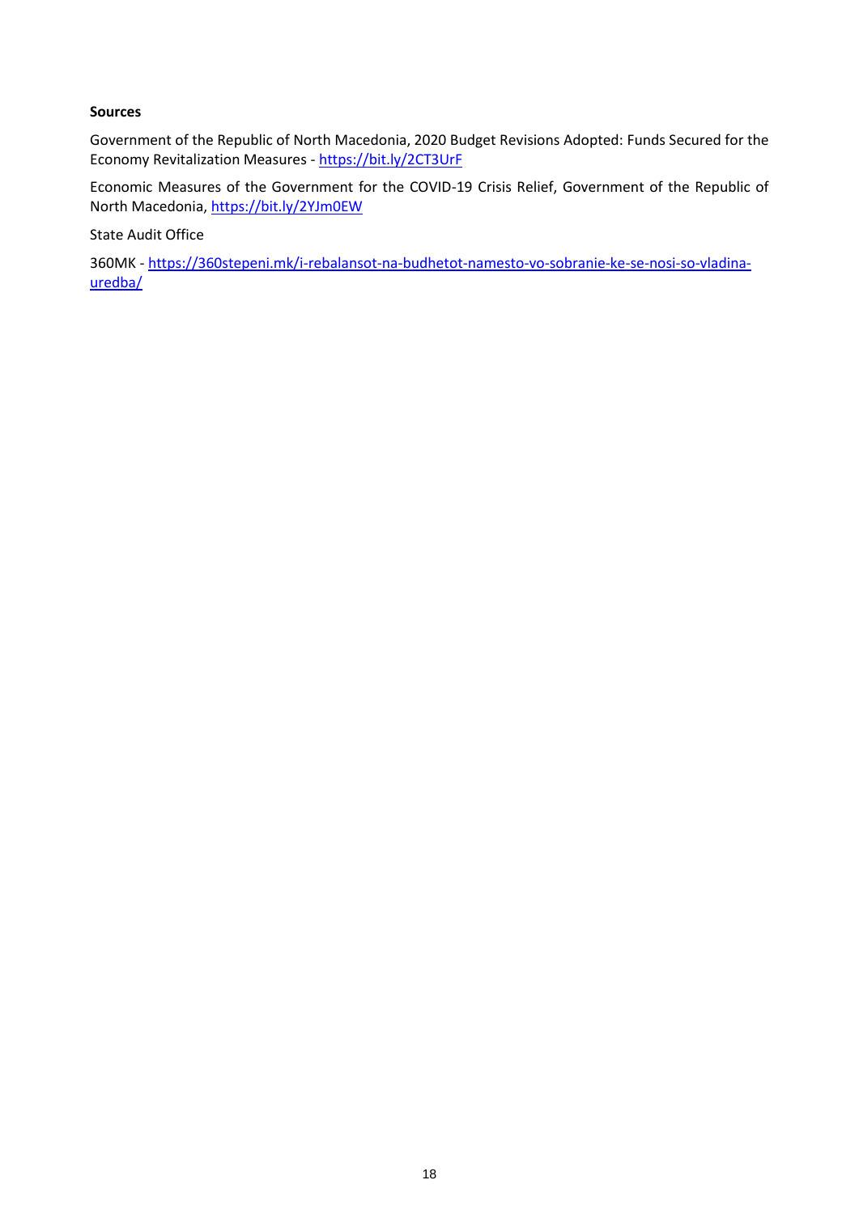**Sources**

Government of the Republic of North Macedonia, 2020 Budget Revisions Adopted: Funds Secured for the Economy Revitalization Measures - https://bit.ly/2CT3UrF

Economic Measures of the Government for the COVID-19 Crisis Relief, Government of the Republic of North Macedonia, https://bit.ly/2YJm0EW

State Audit Office

360MK - https://360stepeni.mk/i-rebalansot-na-budhetot-namesto-vo-sobranie-ke-se-nosi-so-vladina-uredba/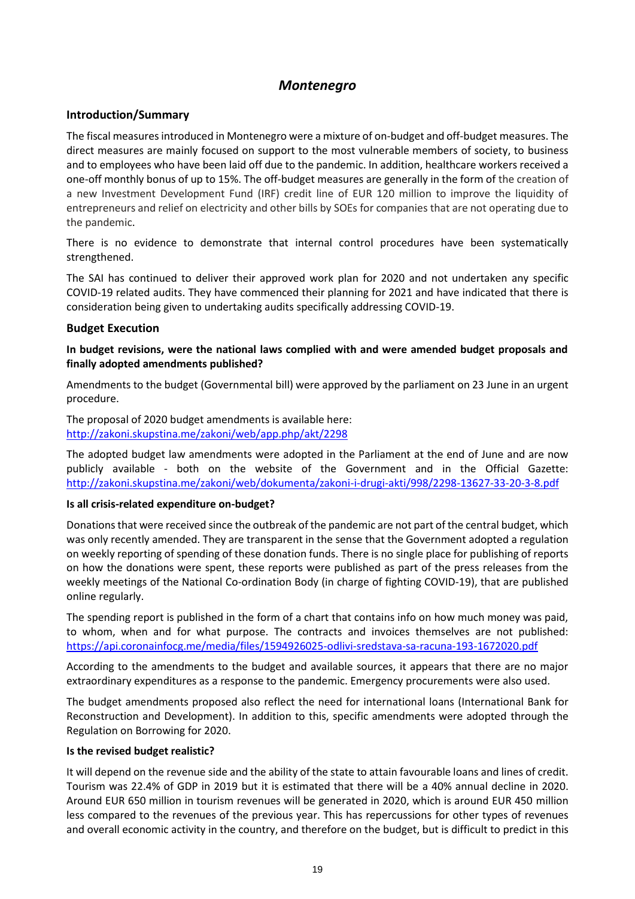## *Montenegro*

### Introduction/Summary

The fiscal measures introduced in Montenegro were a mixture of on-budget and off-budget measures. The direct measures are mainly focused on support to the most vulnerable members of society, to business and to employees who have been laid off due to the pandemic. In addition, healthcare workers received a one-off monthly bonus of up to 15%. The off-budget measures are generally in the form of the creation of a new Investment Development Fund (IRF) credit line of EUR 120 million to improve the liquidity of entrepreneurs and relief on electricity and other bills by SOEs for companies that are not operating due to the pandemic.

There is no evidence to demonstrate that internal control procedures have been systematically strengthened.

The SAI has continued to deliver their approved work plan for 2020 and not undertaken any specific COVID-19 related audits. They have commenced their planning for 2021 and have indicated that there is consideration being given to undertaking audits specifically addressing COVID-19.

### Budget Execution

**In budget revisions, were the national laws complied with and were amended budget proposals and finally adopted amendments published?**

Amendments to the budget (Governmental bill) were approved by the parliament on 23 June in an urgent procedure.

The proposal of 2020 budget amendments is available here:
http://zakoni.skupstina.me/zakoni/web/app.php/akt/2298

The adopted budget law amendments were adopted in the Parliament at the end of June and are now publicly available - both on the website of the Government and in the Official Gazette: http://zakoni.skupstina.me/zakoni/web/dokumenta/zakoni-i-drugi-akti/998/2298-13627-33-20-3-8.pdf

**Is all crisis-related expenditure on-budget?**

Donations that were received since the outbreak of the pandemic are not part of the central budget, which was only recently amended. They are transparent in the sense that the Government adopted a regulation on weekly reporting of spending of these donation funds. There is no single place for publishing of reports on how the donations were spent, these reports were published as part of the press releases from the weekly meetings of the National Co-ordination Body (in charge of fighting COVID-19), that are published online regularly.

The spending report is published in the form of a chart that contains info on how much money was paid, to whom, when and for what purpose. The contracts and invoices themselves are not published: https://api.coronainfocg.me/media/files/1594926025-odlivi-sredstava-sa-racuna-193-1672020.pdf

According to the amendments to the budget and available sources, it appears that there are no major extraordinary expenditures as a response to the pandemic. Emergency procurements were also used.

The budget amendments proposed also reflect the need for international loans (International Bank for Reconstruction and Development). In addition to this, specific amendments were adopted through the Regulation on Borrowing for 2020.

**Is the revised budget realistic?**

It will depend on the revenue side and the ability of the state to attain favourable loans and lines of credit. Tourism was 22.4% of GDP in 2019 but it is estimated that there will be a 40% annual decline in 2020. Around EUR 650 million in tourism revenues will be generated in 2020, which is around EUR 450 million less compared to the revenues of the previous year. This has repercussions for other types of revenues and overall economic activity in the country, and therefore on the budget, but is difficult to predict in this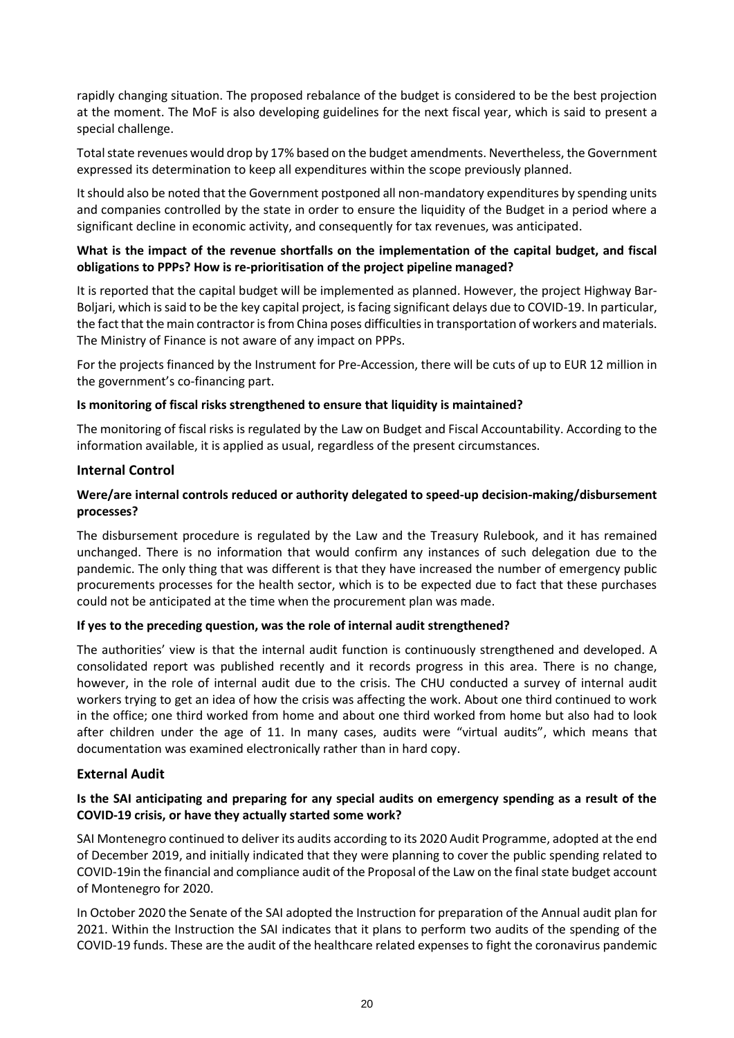rapidly changing situation. The proposed rebalance of the budget is considered to be the best projection at the moment. The MoF is also developing guidelines for the next fiscal year, which is said to present a special challenge.

Total state revenues would drop by 17% based on the budget amendments. Nevertheless, the Government expressed its determination to keep all expenditures within the scope previously planned.

It should also be noted that the Government postponed all non-mandatory expenditures by spending units and companies controlled by the state in order to ensure the liquidity of the Budget in a period where a significant decline in economic activity, and consequently for tax revenues, was anticipated.

**What is the impact of the revenue shortfalls on the implementation of the capital budget, and fiscal obligations to PPPs? How is re-prioritisation of the project pipeline managed?**

It is reported that the capital budget will be implemented as planned. However, the project Highway Bar-Boljari, which is said to be the key capital project, is facing significant delays due to COVID-19. In particular, the fact that the main contractor is from China poses difficulties in transportation of workers and materials. The Ministry of Finance is not aware of any impact on PPPs.

For the projects financed by the Instrument for Pre-Accession, there will be cuts of up to EUR 12 million in the government's co-financing part.

**Is monitoring of fiscal risks strengthened to ensure that liquidity is maintained?**

The monitoring of fiscal risks is regulated by the Law on Budget and Fiscal Accountability. According to the information available, it is applied as usual, regardless of the present circumstances.

## Internal Control

**Were/are internal controls reduced or authority delegated to speed-up decision-making/disbursement processes?**

The disbursement procedure is regulated by the Law and the Treasury Rulebook, and it has remained unchanged. There is no information that would confirm any instances of such delegation due to the pandemic. The only thing that was different is that they have increased the number of emergency public procurements processes for the health sector, which is to be expected due to fact that these purchases could not be anticipated at the time when the procurement plan was made.

**If yes to the preceding question, was the role of internal audit strengthened?**

The authorities' view is that the internal audit function is continuously strengthened and developed. A consolidated report was published recently and it records progress in this area. There is no change, however, in the role of internal audit due to the crisis. The CHU conducted a survey of internal audit workers trying to get an idea of how the crisis was affecting the work. About one third continued to work in the office; one third worked from home and about one third worked from home but also had to look after children under the age of 11. In many cases, audits were "virtual audits", which means that documentation was examined electronically rather than in hard copy.

## External Audit

**Is the SAI anticipating and preparing for any special audits on emergency spending as a result of the COVID-19 crisis, or have they actually started some work?**

SAI Montenegro continued to deliver its audits according to its 2020 Audit Programme, adopted at the end of December 2019, and initially indicated that they were planning to cover the public spending related to COVID-19in the financial and compliance audit of the Proposal of the Law on the final state budget account of Montenegro for 2020.

In October 2020 the Senate of the SAI adopted the Instruction for preparation of the Annual audit plan for 2021. Within the Instruction the SAI indicates that it plans to perform two audits of the spending of the COVID-19 funds. These are the audit of the healthcare related expenses to fight the coronavirus pandemic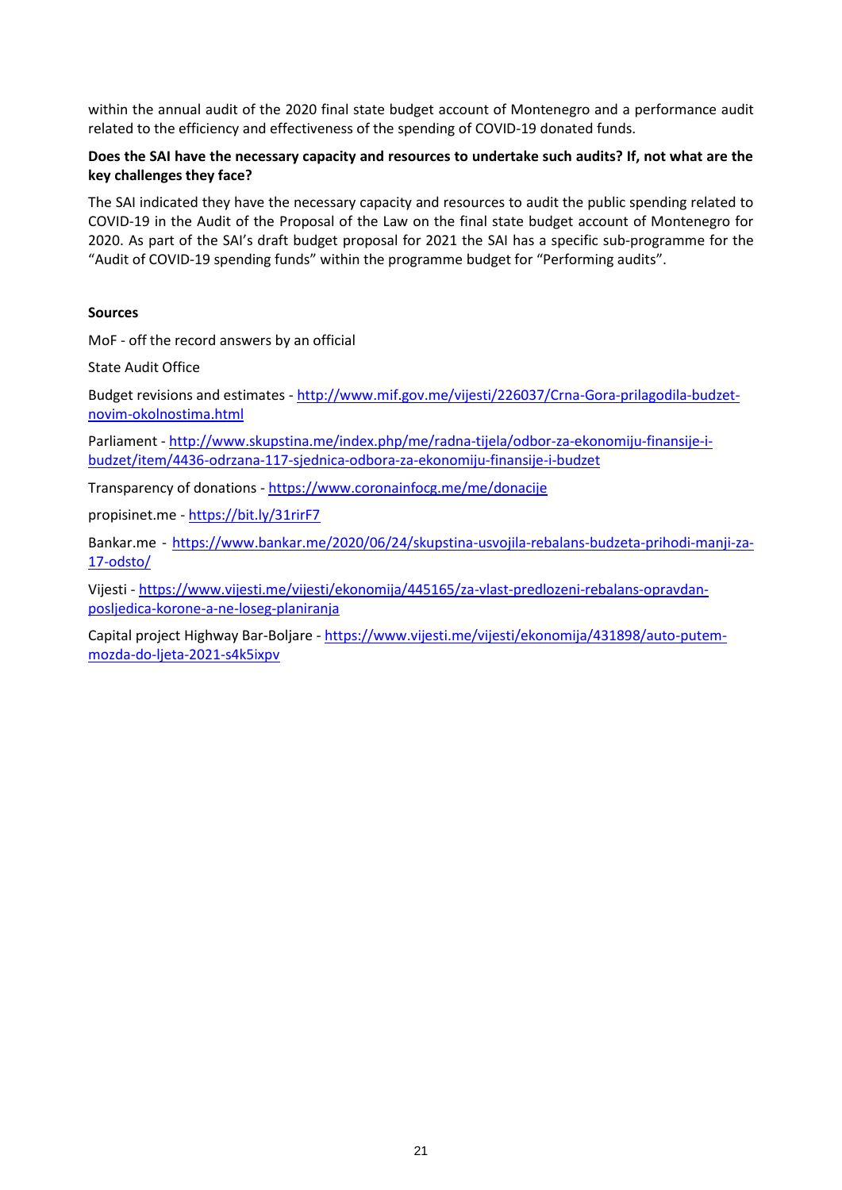within the annual audit of the 2020 final state budget account of Montenegro and a performance audit related to the efficiency and effectiveness of the spending of COVID-19 donated funds.

**Does the SAI have the necessary capacity and resources to undertake such audits? If, not what are the key challenges they face?**

The SAI indicated they have the necessary capacity and resources to audit the public spending related to COVID-19 in the Audit of the Proposal of the Law on the final state budget account of Montenegro for 2020. As part of the SAI's draft budget proposal for 2021 the SAI has a specific sub-programme for the "Audit of COVID-19 spending funds" within the programme budget for "Performing audits".

**Sources**

MoF - off the record answers by an official

State Audit Office

Budget revisions and estimates - http://www.mif.gov.me/vijesti/226037/Crna-Gora-prilagodila-budzet-novim-okolnostima.html

Parliament - http://www.skupstina.me/index.php/me/radna-tijela/odbor-za-ekonomiju-finansije-i-budzet/item/4436-odrzana-117-sjednica-odbora-za-ekonomiju-finansije-i-budzet

Transparency of donations - https://www.coronainfocg.me/me/donacije

propisinet.me - https://bit.ly/31rirF7

Bankar.me - https://www.bankar.me/2020/06/24/skupstina-usvojila-rebalans-budzeta-prihodi-manji-za-17-odsto/

Vijesti - https://www.vijesti.me/vijesti/ekonomija/445165/za-vlast-predlozeni-rebalans-opravdan-posljedica-korone-a-ne-loseg-planiranja

Capital project Highway Bar-Boljare - https://www.vijesti.me/vijesti/ekonomija/431898/auto-putem-mozda-do-ljeta-2021-s4k5ixpv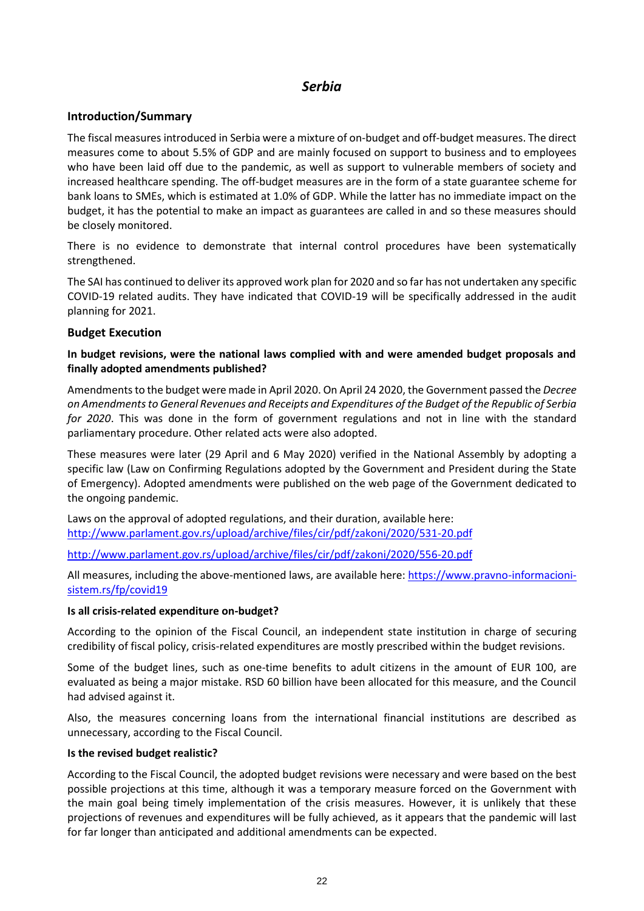# *Serbia*

## Introduction/Summary

The fiscal measures introduced in Serbia were a mixture of on-budget and off-budget measures. The direct measures come to about 5.5% of GDP and are mainly focused on support to business and to employees who have been laid off due to the pandemic, as well as support to vulnerable members of society and increased healthcare spending. The off-budget measures are in the form of a state guarantee scheme for bank loans to SMEs, which is estimated at 1.0% of GDP. While the latter has no immediate impact on the budget, it has the potential to make an impact as guarantees are called in and so these measures should be closely monitored.

There is no evidence to demonstrate that internal control procedures have been systematically strengthened.

The SAI has continued to deliver its approved work plan for 2020 and so far has not undertaken any specific COVID-19 related audits. They have indicated that COVID-19 will be specifically addressed in the audit planning for 2021.

## Budget Execution

### In budget revisions, were the national laws complied with and were amended budget proposals and finally adopted amendments published?

Amendments to the budget were made in April 2020. On April 24 2020, the Government passed the *Decree on Amendments to General Revenues and Receipts and Expenditures of the Budget of the Republic of Serbia for 2020*. This was done in the form of government regulations and not in line with the standard parliamentary procedure. Other related acts were also adopted.

These measures were later (29 April and 6 May 2020) verified in the National Assembly by adopting a specific law (Law on Confirming Regulations adopted by the Government and President during the State of Emergency). Adopted amendments were published on the web page of the Government dedicated to the ongoing pandemic.

Laws on the approval of adopted regulations, and their duration, available here:
http://www.parlament.gov.rs/upload/archive/files/cir/pdf/zakoni/2020/531-20.pdf

http://www.parlament.gov.rs/upload/archive/files/cir/pdf/zakoni/2020/556-20.pdf

All measures, including the above-mentioned laws, are available here: https://www.pravno-informacioni-sistem.rs/fp/covid19

### Is all crisis-related expenditure on-budget?

According to the opinion of the Fiscal Council, an independent state institution in charge of securing credibility of fiscal policy, crisis-related expenditures are mostly prescribed within the budget revisions.

Some of the budget lines, such as one-time benefits to adult citizens in the amount of EUR 100, are evaluated as being a major mistake. RSD 60 billion have been allocated for this measure, and the Council had advised against it.

Also, the measures concerning loans from the international financial institutions are described as unnecessary, according to the Fiscal Council.

### Is the revised budget realistic?

According to the Fiscal Council, the adopted budget revisions were necessary and were based on the best possible projections at this time, although it was a temporary measure forced on the Government with the main goal being timely implementation of the crisis measures. However, it is unlikely that these projections of revenues and expenditures will be fully achieved, as it appears that the pandemic will last for far longer than anticipated and additional amendments can be expected.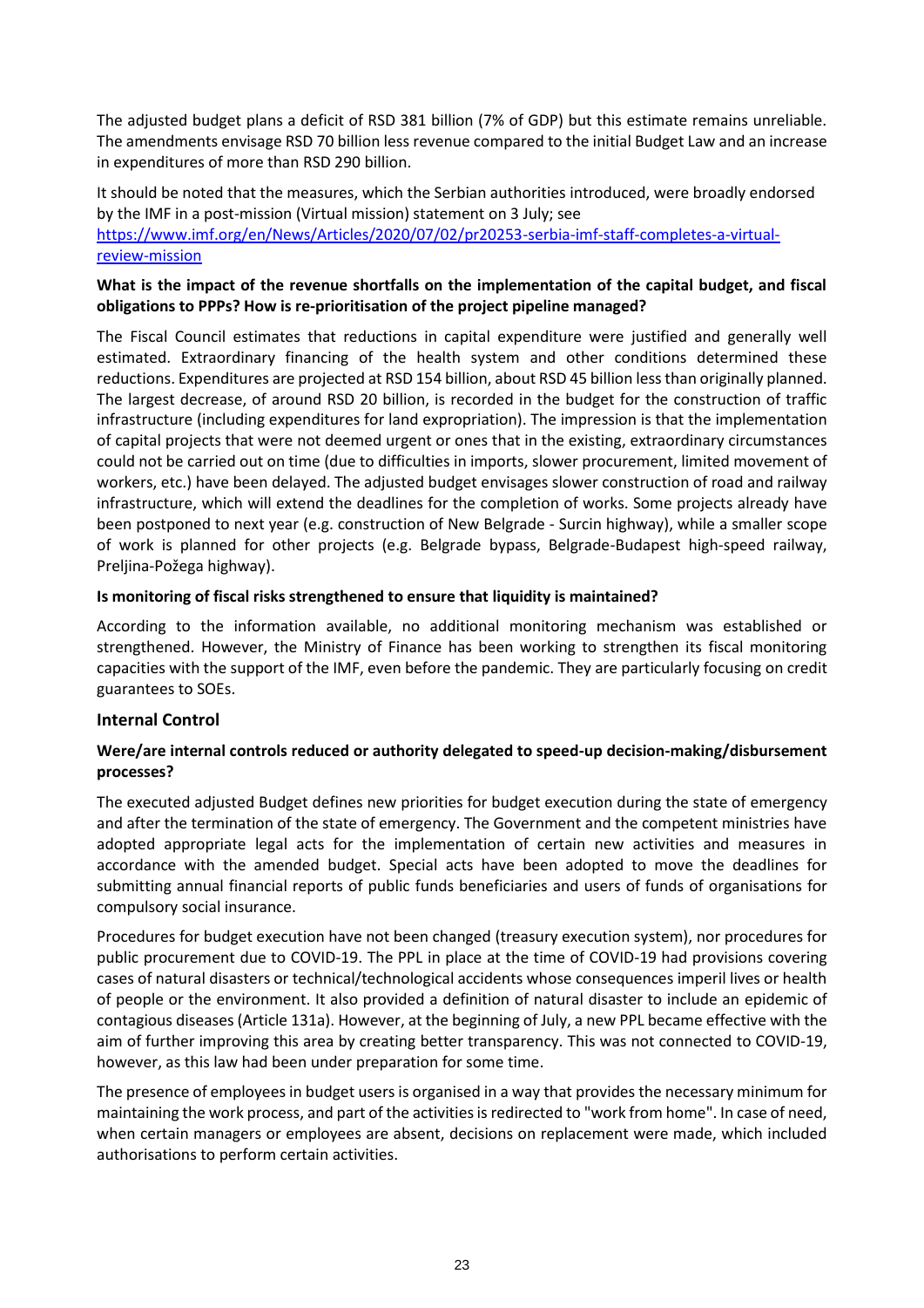The adjusted budget plans a deficit of RSD 381 billion (7% of GDP) but this estimate remains unreliable. The amendments envisage RSD 70 billion less revenue compared to the initial Budget Law and an increase in expenditures of more than RSD 290 billion.

It should be noted that the measures, which the Serbian authorities introduced, were broadly endorsed by the IMF in a post-mission (Virtual mission) statement on 3 July; see [https://www.imf.org/en/News/Articles/2020/07/02/pr20253-serbia-imf-staff-completes-a-virtual-review-mission](https://www.imf.org/en/News/Articles/2020/07/02/pr20253-serbia-imf-staff-completes-a-virtual-review-mission)

**What is the impact of the revenue shortfalls on the implementation of the capital budget, and fiscal obligations to PPPs? How is re-prioritisation of the project pipeline managed?**

The Fiscal Council estimates that reductions in capital expenditure were justified and generally well estimated. Extraordinary financing of the health system and other conditions determined these reductions. Expenditures are projected at RSD 154 billion, about RSD 45 billion less than originally planned. The largest decrease, of around RSD 20 billion, is recorded in the budget for the construction of traffic infrastructure (including expenditures for land expropriation). The impression is that the implementation of capital projects that were not deemed urgent or ones that in the existing, extraordinary circumstances could not be carried out on time (due to difficulties in imports, slower procurement, limited movement of workers, etc.) have been delayed. The adjusted budget envisages slower construction of road and railway infrastructure, which will extend the deadlines for the completion of works. Some projects already have been postponed to next year (e.g. construction of New Belgrade - Surcin highway), while a smaller scope of work is planned for other projects (e.g. Belgrade bypass, Belgrade-Budapest high-speed railway, Preljina-Požega highway).

**Is monitoring of fiscal risks strengthened to ensure that liquidity is maintained?**

According to the information available, no additional monitoring mechanism was established or strengthened. However, the Ministry of Finance has been working to strengthen its fiscal monitoring capacities with the support of the IMF, even before the pandemic. They are particularly focusing on credit guarantees to SOEs.

### Internal Control

**Were/are internal controls reduced or authority delegated to speed-up decision-making/disbursement processes?**

The executed adjusted Budget defines new priorities for budget execution during the state of emergency and after the termination of the state of emergency. The Government and the competent ministries have adopted appropriate legal acts for the implementation of certain new activities and measures in accordance with the amended budget. Special acts have been adopted to move the deadlines for submitting annual financial reports of public funds beneficiaries and users of funds of organisations for compulsory social insurance.

Procedures for budget execution have not been changed (treasury execution system), nor procedures for public procurement due to COVID-19. The PPL in place at the time of COVID-19 had provisions covering cases of natural disasters or technical/technological accidents whose consequences imperil lives or health of people or the environment. It also provided a definition of natural disaster to include an epidemic of contagious diseases (Article 131a). However, at the beginning of July, a new PPL became effective with the aim of further improving this area by creating better transparency. This was not connected to COVID-19, however, as this law had been under preparation for some time.

The presence of employees in budget users is organised in a way that provides the necessary minimum for maintaining the work process, and part of the activities is redirected to "work from home". In case of need, when certain managers or employees are absent, decisions on replacement were made, which included authorisations to perform certain activities.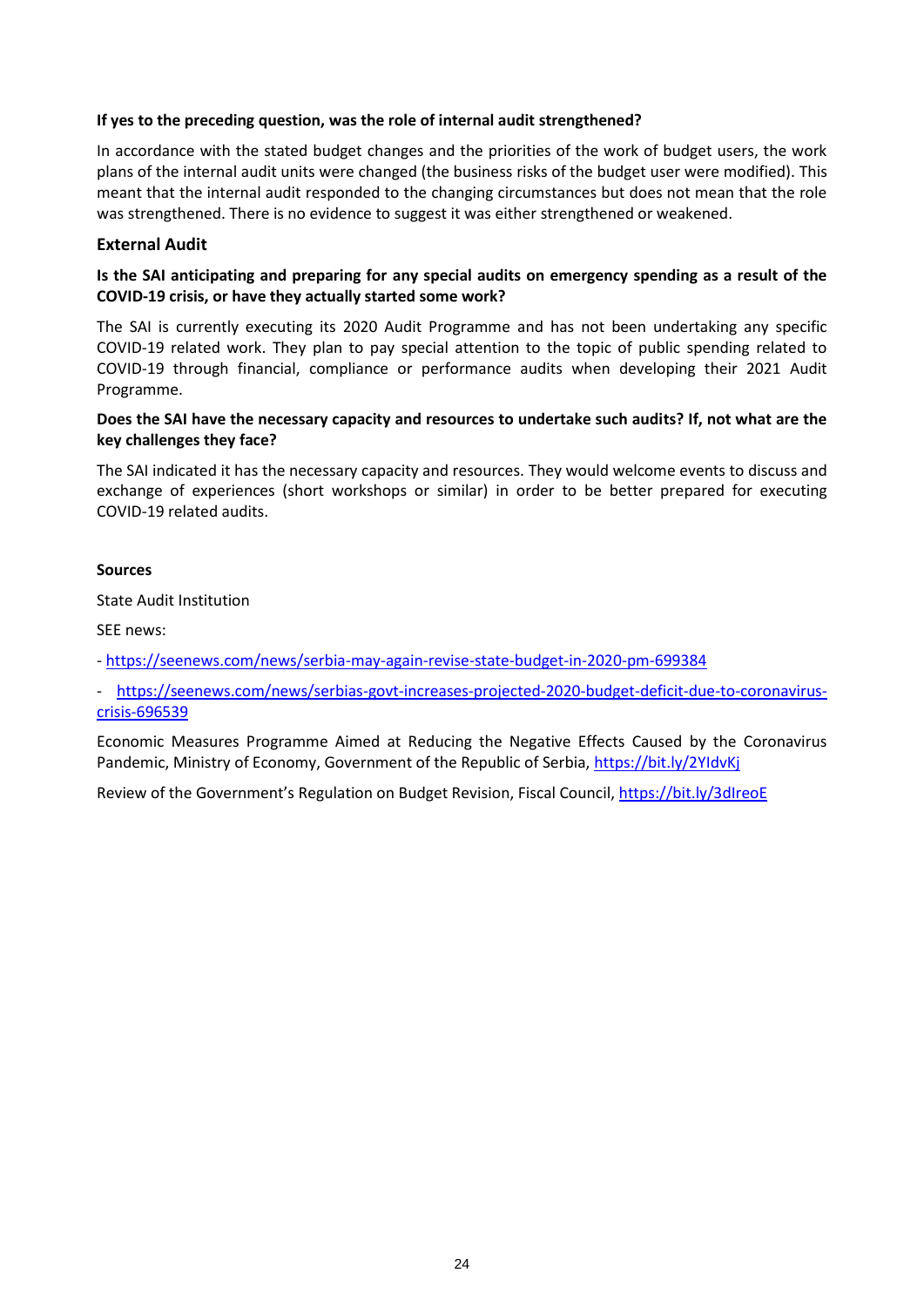**If yes to the preceding question, was the role of internal audit strengthened?**

In accordance with the stated budget changes and the priorities of the work of budget users, the work plans of the internal audit units were changed (the business risks of the budget user were modified). This meant that the internal audit responded to the changing circumstances but does not mean that the role was strengthened. There is no evidence to suggest it was either strengthened or weakened.

### External Audit

**Is the SAI anticipating and preparing for any special audits on emergency spending as a result of the COVID-19 crisis, or have they actually started some work?**

The SAI is currently executing its 2020 Audit Programme and has not been undertaking any specific COVID-19 related work. They plan to pay special attention to the topic of public spending related to COVID-19 through financial, compliance or performance audits when developing their 2021 Audit Programme.

**Does the SAI have the necessary capacity and resources to undertake such audits? If, not what are the key challenges they face?**

The SAI indicated it has the necessary capacity and resources. They would welcome events to discuss and exchange of experiences (short workshops or similar) in order to be better prepared for executing COVID-19 related audits.

**Sources**

State Audit Institution

SEE news:

- https://seenews.com/news/serbia-may-again-revise-state-budget-in-2020-pm-699384
- https://seenews.com/news/serbias-govt-increases-projected-2020-budget-deficit-due-to-coronavirus-crisis-696539

Economic Measures Programme Aimed at Reducing the Negative Effects Caused by the Coronavirus Pandemic, Ministry of Economy, Government of the Republic of Serbia, https://bit.ly/2YIdvKj

Review of the Government's Regulation on Budget Revision, Fiscal Council, https://bit.ly/3dIreoE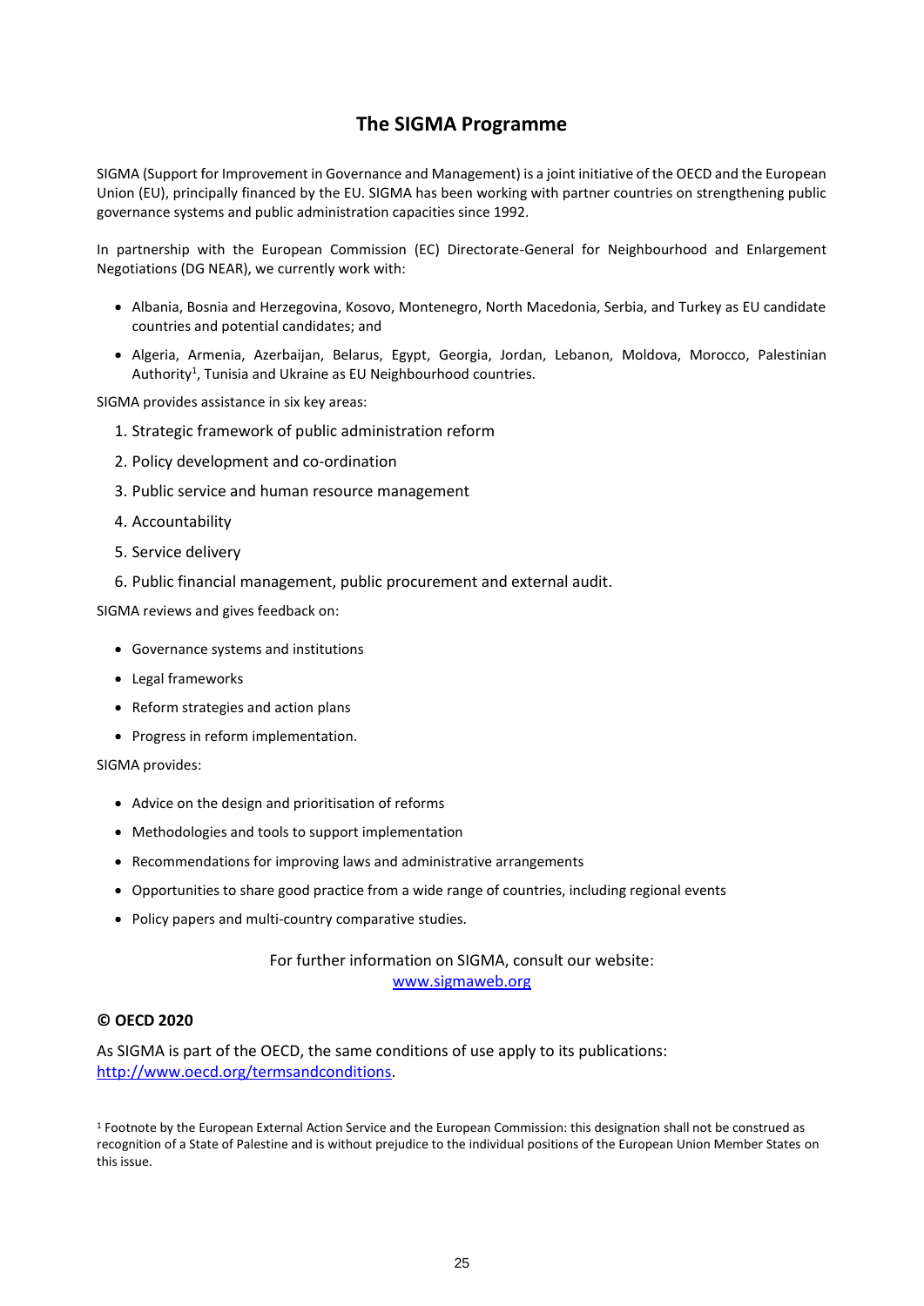# The SIGMA Programme

SIGMA (Support for Improvement in Governance and Management) is a joint initiative of the OECD and the European Union (EU), principally financed by the EU. SIGMA has been working with partner countries on strengthening public governance systems and public administration capacities since 1992.

In partnership with the European Commission (EC) Directorate-General for Neighbourhood and Enlargement Negotiations (DG NEAR), we currently work with:

- Albania, Bosnia and Herzegovina, Kosovo, Montenegro, North Macedonia, Serbia, and Turkey as EU candidate countries and potential candidates; and
- Algeria, Armenia, Azerbaijan, Belarus, Egypt, Georgia, Jordan, Lebanon, Moldova, Morocco, Palestinian Authority[1], Tunisia and Ukraine as EU Neighbourhood countries.

SIGMA provides assistance in six key areas:

1. Strategic framework of public administration reform
2. Policy development and co-ordination
3. Public service and human resource management
4. Accountability
5. Service delivery
6. Public financial management, public procurement and external audit.

SIGMA reviews and gives feedback on:

- Governance systems and institutions
- Legal frameworks
- Reform strategies and action plans
- Progress in reform implementation.

SIGMA provides:

- Advice on the design and prioritisation of reforms
- Methodologies and tools to support implementation
- Recommendations for improving laws and administrative arrangements
- Opportunities to share good practice from a wide range of countries, including regional events
- Policy papers and multi-country comparative studies.

For further information on SIGMA, consult our website:
[www.sigmaweb.org](http://www.sigmaweb.org)

**© OECD 2020**

As SIGMA is part of the OECD, the same conditions of use apply to its publications:
[http://www.oecd.org/termsandconditions](http://www.oecd.org/termsandconditions).

[1] Footnote by the European External Action Service and the European Commission: this designation shall not be construed as recognition of a State of Palestine and is without prejudice to the individual positions of the European Union Member States on this issue.